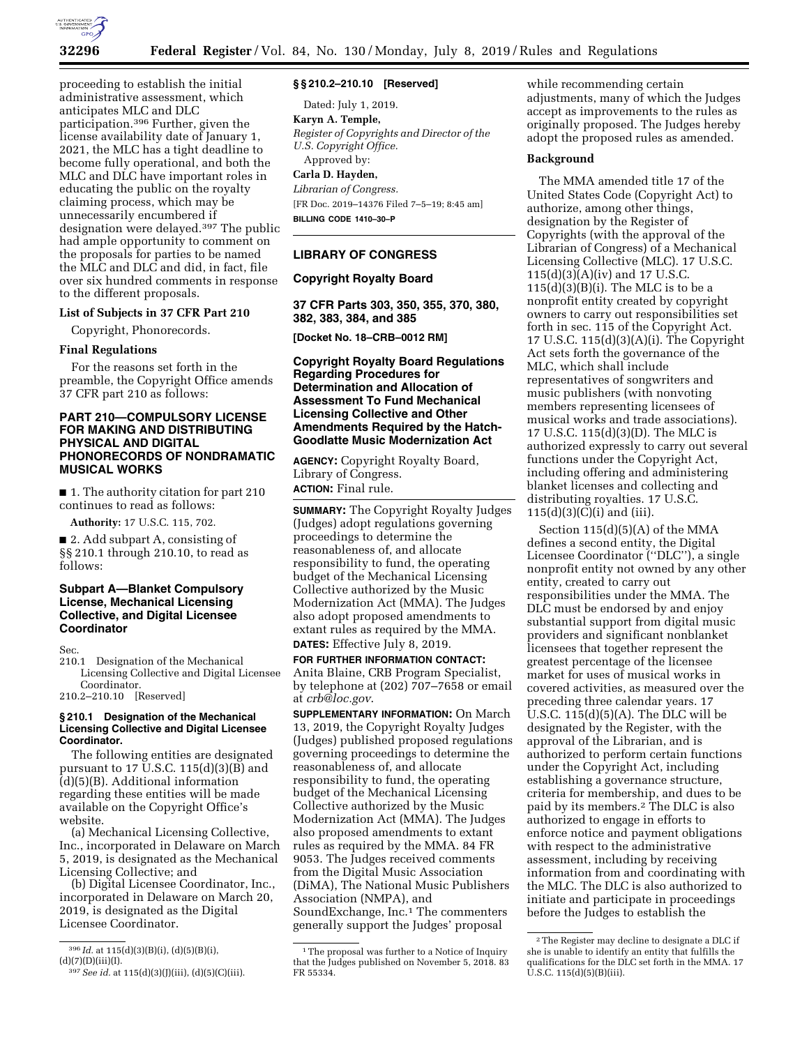proceeding to establish the initial administrative assessment, which anticipates MLC and DLC participation.[396] Further, given the license availability date of January 1, 2021, the MLC has a tight deadline to become fully operational, and both the MLC and DLC have important roles in educating the public on the royalty claiming process, which may be unnecessarily encumbered if designation were delayed.[397] The public had ample opportunity to comment on the proposals for parties to be named the MLC and DLC and did, in fact, file over six hundred comments in response to the different proposals.

**List of Subjects in 37 CFR Part 210**

Copyright, Phonorecords.

**Final Regulations**

For the reasons set forth in the preamble, the Copyright Office amends 37 CFR part 210 as follows:

## PART 210—COMPULSORY LICENSE FOR MAKING AND DISTRIBUTING PHYSICAL AND DIGITAL PHONORECORDS OF NONDRAMATIC MUSICAL WORKS

■ 1. The authority citation for part 210 continues to read as follows:

**Authority:** 17 U.S.C. 115, 702.

■ 2. Add subpart A, consisting of §§ 210.1 through 210.10, to read as follows:

### Subpart A—Blanket Compulsory License, Mechanical Licensing Collective, and Digital Licensee Coordinator

Sec.
210.1 Designation of the Mechanical Licensing Collective and Digital Licensee Coordinator.
210.2–210.10 [Reserved]

**§ 210.1 Designation of the Mechanical Licensing Collective and Digital Licensee Coordinator.**

The following entities are designated pursuant to 17 U.S.C. 115(d)(3)(B) and (d)(5)(B). Additional information regarding these entities will be made available on the Copyright Office's website.

(a) Mechanical Licensing Collective, Inc., incorporated in Delaware on March 5, 2019, is designated as the Mechanical Licensing Collective; and

(b) Digital Licensee Coordinator, Inc., incorporated in Delaware on March 20, 2019, is designated as the Digital Licensee Coordinator.

**§§ 210.2–210.10 [Reserved]**

Dated: July 1, 2019.

**Karyn A. Temple,**
*Register of Copyrights and Director of the U.S. Copyright Office.*

Approved by:

**Carla D. Hayden,**
*Librarian of Congress.*

[FR Doc. 2019–14376 Filed 7–5–19; 8:45 am]

**BILLING CODE 1410–30–P**

---

## LIBRARY OF CONGRESS

## Copyright Royalty Board

## 37 CFR Parts 303, 350, 355, 370, 380, 382, 383, 384, and 385

**[Docket No. 18–CRB–0012 RM]**

## Copyright Royalty Board Regulations Regarding Procedures for Determination and Allocation of Assessment To Fund Mechanical Licensing Collective and Other Amendments Required by the Hatch-Goodlatte Music Modernization Act

**AGENCY:** Copyright Royalty Board, Library of Congress.

**ACTION:** Final rule.

**SUMMARY:** The Copyright Royalty Judges (Judges) adopt regulations governing proceedings to determine the reasonableness of, and allocate responsibility to fund, the operating budget of the Mechanical Licensing Collective authorized by the Music Modernization Act (MMA). The Judges also adopt proposed amendments to extant rules as required by the MMA.

**DATES:** Effective July 8, 2019.

**FOR FURTHER INFORMATION CONTACT:** Anita Blaine, CRB Program Specialist, by telephone at (202) 707–7658 or email at *crb@loc.gov*.

**SUPPLEMENTARY INFORMATION:** On March 13, 2019, the Copyright Royalty Judges (Judges) published proposed regulations governing proceedings to determine the reasonableness of, and allocate responsibility to fund, the operating budget of the Mechanical Licensing Collective authorized by the Music Modernization Act (MMA). The Judges also proposed amendments to extant rules as required by the MMA. 84 FR 9053. The Judges received comments from the Digital Music Association (DiMA), The National Music Publishers Association (NMPA), and SoundExchange, Inc.[1] The commenters generally support the Judges' proposal while recommending certain adjustments, many of which the Judges accept as improvements to the rules as originally proposed. The Judges hereby adopt the proposed rules as amended.

**Background**

The MMA amended title 17 of the United States Code (Copyright Act) to authorize, among other things, designation by the Register of Copyrights (with the approval of the Librarian of Congress) of a Mechanical Licensing Collective (MLC). 17 U.S.C. 115(d)(3)(A)(iv) and 17 U.S.C. 115(d)(3)(B)(i). The MLC is to be a nonprofit entity created by copyright owners to carry out responsibilities set forth in sec. 115 of the Copyright Act. 17 U.S.C. 115(d)(3)(A)(i). The Copyright Act sets forth the governance of the MLC, which shall include representatives of songwriters and music publishers (with nonvoting members representing licensees of musical works and trade associations). 17 U.S.C. 115(d)(3)(D). The MLC is authorized expressly to carry out several functions under the Copyright Act, including offering and administering blanket licenses and collecting and distributing royalties. 17 U.S.C. 115(d)(3)(C)(i) and (iii).

Section 115(d)(5)(A) of the MMA defines a second entity, the Digital Licensee Coordinator (''DLC''), a single nonprofit entity not owned by any other entity, created to carry out responsibilities under the MMA. The DLC must be endorsed by and enjoy substantial support from digital music providers and significant nonblanket licensees that together represent the greatest percentage of the licensee market for uses of musical works in covered activities, as measured over the preceding three calendar years. 17 U.S.C. 115(d)(5)(A). The DLC will be designated by the Register, with the approval of the Librarian, and is authorized to perform certain functions under the Copyright Act, including establishing a governance structure, criteria for membership, and dues to be paid by its members.[2] The DLC is also authorized to engage in efforts to enforce notice and payment obligations with respect to the administrative assessment, including by receiving information from and coordinating with the MLC. The DLC is also authorized to initiate and participate in proceedings before the Judges to establish the

[396] *Id.* at 115(d)(3)(B)(i), (d)(5)(B)(i), (d)(7)(D)(iii)(I).

[397] *See id.* at 115(d)(3)(J)(iii), (d)(5)(C)(iii).

[1] The proposal was further to a Notice of Inquiry that the Judges published on November 5, 2018. 83 FR 55334.

[2] The Register may decline to designate a DLC if she is unable to identify an entity that fulfills the qualifications for the DLC set forth in the MMA. 17 U.S.C. 115(d)(5)(B)(iii).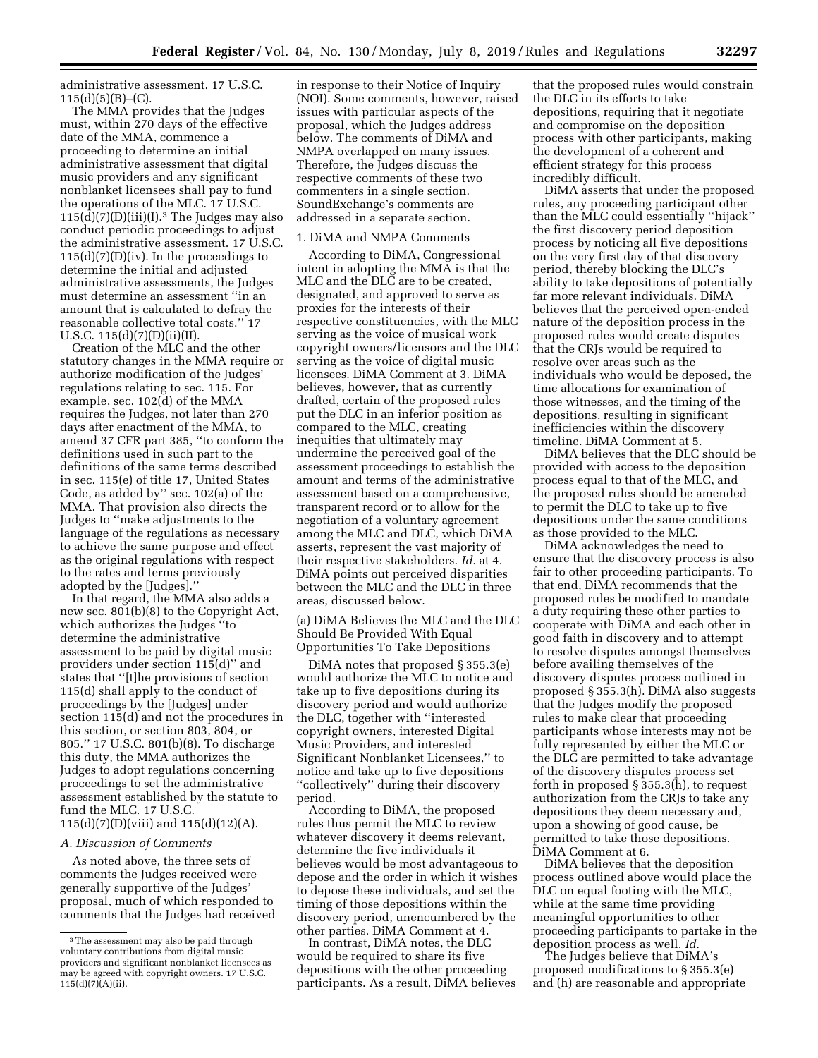administrative assessment. 17 U.S.C. 115(d)(5)(B)–(C).

The MMA provides that the Judges must, within 270 days of the effective date of the MMA, commence a proceeding to determine an initial administrative assessment that digital music providers and any significant nonblanket licensees shall pay to fund the operations of the MLC. 17 U.S.C. 115(d)(7)(D)(iii)(I).[3] The Judges may also conduct periodic proceedings to adjust the administrative assessment. 17 U.S.C. 115(d)(7)(D)(iv). In the proceedings to determine the initial and adjusted administrative assessments, the Judges must determine an assessment "in an amount that is calculated to defray the reasonable collective total costs." 17 U.S.C. 115(d)(7)(D)(ii)(II).

Creation of the MLC and the other statutory changes in the MMA require or authorize modification of the Judges' regulations relating to sec. 115. For example, sec. 102(d) of the MMA requires the Judges, not later than 270 days after enactment of the MMA, to amend 37 CFR part 385, "to conform the definitions used in such part to the definitions of the same terms described in sec. 115(e) of title 17, United States Code, as added by" sec. 102(a) of the MMA. That provision also directs the Judges to "make adjustments to the language of the regulations as necessary to achieve the same purpose and effect as the original regulations with respect to the rates and terms previously adopted by the [Judges]."

In that regard, the MMA also adds a new sec. 801(b)(8) to the Copyright Act, which authorizes the Judges "to determine the administrative assessment to be paid by digital music providers under section 115(d)" and states that "[t]he provisions of section 115(d) shall apply to the conduct of proceedings by the [Judges] under section 115(d) and not the procedures in this section, or section 803, 804, or 805." 17 U.S.C. 801(b)(8). To discharge this duty, the MMA authorizes the Judges to adopt regulations concerning proceedings to set the administrative assessment established by the statute to fund the MLC. 17 U.S.C. 115(d)(7)(D)(viii) and 115(d)(12)(A).

### *A. Discussion of Comments*

As noted above, the three sets of comments the Judges received were generally supportive of the Judges' proposal, much of which responded to comments that the Judges had received in response to their Notice of Inquiry (NOI). Some comments, however, raised issues with particular aspects of the proposal, which the Judges address below. The comments of DiMA and NMPA overlapped on many issues. Therefore, the Judges discuss the respective comments of these two commenters in a single section. SoundExchange's comments are addressed in a separate section.

#### 1. DiMA and NMPA Comments

According to DiMA, Congressional intent in adopting the MMA is that the MLC and the DLC are to be created, designated, and approved to serve as proxies for the interests of their respective constituencies, with the MLC serving as the voice of musical work copyright owners/licensors and the DLC serving as the voice of digital music licensees. DiMA Comment at 3. DiMA believes, however, that as currently drafted, certain of the proposed rules put the DLC in an inferior position as compared to the MLC, creating inequities that ultimately may undermine the perceived goal of the assessment proceedings to establish the amount and terms of the administrative assessment based on a comprehensive, transparent record or to allow for the negotiation of a voluntary agreement among the MLC and DLC, which DiMA asserts, represent the vast majority of their respective stakeholders. *Id.* at 4. DiMA points out perceived disparities between the MLC and the DLC in three areas, discussed below.

##### (a) DiMA Believes the MLC and the DLC Should Be Provided With Equal Opportunities To Take Depositions

DiMA notes that proposed § 355.3(e) would authorize the MLC to notice and take up to five depositions during its discovery period and would authorize the DLC, together with "interested copyright owners, interested Digital Music Providers, and interested Significant Nonblanket Licensees," to notice and take up to five depositions "collectively" during their discovery period.

According to DiMA, the proposed rules thus permit the MLC to review whatever discovery it deems relevant, determine the five individuals it believes would be most advantageous to depose and the order in which it wishes to depose these individuals, and set the timing of those depositions within the discovery period, unencumbered by the other parties. DiMA Comment at 4.

In contrast, DiMA notes, the DLC would be required to share its five depositions with the other proceeding participants. As a result, DiMA believes that the proposed rules would constrain the DLC in its efforts to take depositions, requiring that it negotiate and compromise on the deposition process with other participants, making the development of a coherent and efficient strategy for this process incredibly difficult.

DiMA asserts that under the proposed rules, any proceeding participant other than the MLC could essentially "hijack" the first discovery period deposition process by noticing all five depositions on the very first day of that discovery period, thereby blocking the DLC's ability to take depositions of potentially far more relevant individuals. DiMA believes that the perceived open-ended nature of the deposition process in the proposed rules would create disputes that the CRJs would be required to resolve over areas such as the individuals who would be deposed, the time allocations for examination of those witnesses, and the timing of the depositions, resulting in significant inefficiencies within the discovery timeline. DiMA Comment at 5.

DiMA believes that the DLC should be provided with access to the deposition process equal to that of the MLC, and the proposed rules should be amended to permit the DLC to take up to five depositions under the same conditions as those provided to the MLC.

DiMA acknowledges the need to ensure that the discovery process is also fair to other proceeding participants. To that end, DiMA recommends that the proposed rules be modified to mandate a duty requiring these other parties to cooperate with DiMA and each other in good faith in discovery and to attempt to resolve disputes amongst themselves before availing themselves of the discovery disputes process outlined in proposed § 355.3(h). DiMA also suggests that the Judges modify the proposed rules to make clear that proceeding participants whose interests may not be fully represented by either the MLC or the DLC are permitted to take advantage of the discovery disputes process set forth in proposed § 355.3(h), to request authorization from the CRJs to take any depositions they deem necessary and, upon a showing of good cause, be permitted to take those depositions. DiMA Comment at 6.

DiMA believes that the deposition process outlined above would place the DLC on equal footing with the MLC, while at the same time providing meaningful opportunities to other proceeding participants to partake in the deposition process as well. *Id.*

The Judges believe that DiMA's proposed modifications to § 355.3(e) and (h) are reasonable and appropriate

[3] The assessment may also be paid through voluntary contributions from digital music providers and significant nonblanket licensees as may be agreed with copyright owners. 17 U.S.C. 115(d)(7)(A)(ii).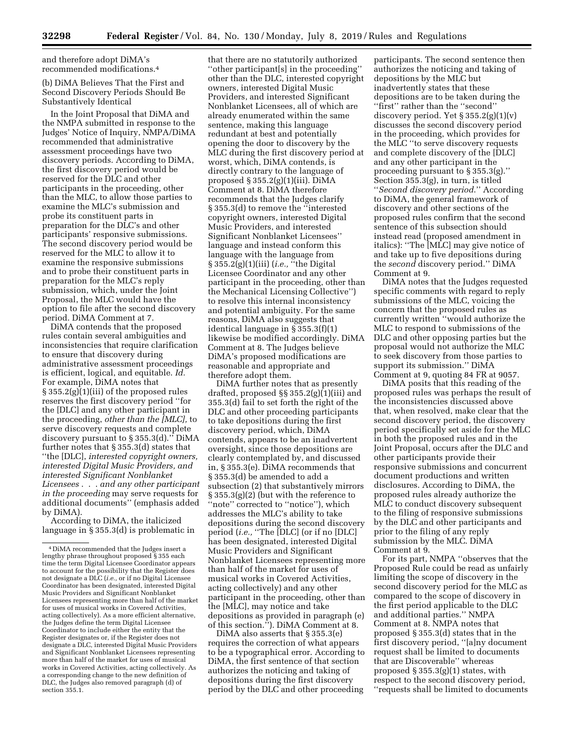and therefore adopt DiMA's recommended modifications.[4]

(b) DiMA Believes That the First and Second Discovery Periods Should Be Substantively Identical

In the Joint Proposal that DiMA and the NMPA submitted in response to the Judges' Notice of Inquiry, NMPA/DiMA recommended that administrative assessment proceedings have two discovery periods. According to DiMA, the first discovery period would be reserved for the DLC and other participants in the proceeding, other than the MLC, to allow those parties to examine the MLC's submission and probe its constituent parts in preparation for the DLC's and other participants' responsive submissions. The second discovery period would be reserved for the MLC to allow it to examine the responsive submissions and to probe their constituent parts in preparation for the MLC's reply submission, which, under the Joint Proposal, the MLC would have the option to file after the second discovery period. DiMA Comment at 7.

DiMA contends that the proposed rules contain several ambiguities and inconsistencies that require clarification to ensure that discovery during administrative assessment proceedings is efficient, logical, and equitable. *Id.* For example, DiMA notes that § 355.2(g)(1)(iii) of the proposed rules reserves the first discovery period "for the [DLC] and any other participant in the proceeding, *other than the [MLC],* to serve discovery requests and complete discovery pursuant to § 355.3(d)." DiMA further notes that § 355.3(d) states that "the [DLC], *interested copyright owners, interested Digital Music Providers, and interested Significant Nonblanket Licensees . . . and any other participant in the proceeding* may serve requests for additional documents" (emphasis added by DiMA).

According to DiMA, the italicized language in § 355.3(d) is problematic in that there are no statutorily authorized "other participant[s] in the proceeding" other than the DLC, interested copyright owners, interested Digital Music Providers, and interested Significant Nonblanket Licensees, all of which are already enumerated within the same sentence, making this language redundant at best and potentially opening the door to discovery by the MLC during the first discovery period at worst, which, DiMA contends, is directly contrary to the language of proposed § 355.2(g)(1)(iii). DiMA Comment at 8. DiMA therefore recommends that the Judges clarify § 355.3(d) to remove the "interested copyright owners, interested Digital Music Providers, and interested Significant Nonblanket Licensees" language and instead conform this language with the language from § 355.2(g)(1)(iii) (*i.e.,* "the Digital Licensee Coordinator and any other participant in the proceeding, other than the Mechanical Licensing Collective") to resolve this internal inconsistency and potential ambiguity. For the same reasons, DiMA also suggests that identical language in § 355.3(f)(1) likewise be modified accordingly. DiMA Comment at 8. The Judges believe DiMA's proposed modifications are reasonable and appropriate and therefore adopt them.

DiMA further notes that as presently drafted, §§ 355.2(g)(1)(iii) and 355.3(d) fail to set forth the right of the DLC and other proceeding participants to take depositions during the first discovery period, which, DiMA contends, appears to be an inadvertent oversight, since those depositions are clearly contemplated by, and discussed in, § 355.3(e). DiMA recommends that § 355.3(d) be amended to add a subsection (2) that substantively mirrors § 355.3(g)(2) (but with the reference to "note" corrected to "notice"), which addresses the MLC's ability to take depositions during the second discovery period (*i.e.,* "The [DLC] (or if no [DLC] has been designated, interested Digital Music Providers and Significant Nonblanket Licensees representing more than half of the market for uses of musical works in Covered Activities, acting collectively) and any other participant in the proceeding, other than the [MLC], may notice and take depositions as provided in paragraph (e) of this section."). DiMA Comment at 8.

DiMA also asserts that § 355.3(e) requires the correction of what appears to be a typographical error. According to DiMA, the first sentence of that section authorizes the noticing and taking of depositions during the first discovery period by the DLC and other proceeding participants. The second sentence then authorizes the noticing and taking of depositions by the MLC but inadvertently states that these depositions are to be taken during the "first" rather than the "second" discovery period. Yet § 355.2(g)(1)(v) discusses the second discovery period in the proceeding, which provides for the MLC "to serve discovery requests and complete discovery of the [DLC] and any other participant in the proceeding pursuant to § 355.3(g)." Section 355.3(g), in turn, is titled "*Second discovery period.*" According to DiMA, the general framework of discovery and other sections of the proposed rules confirm that the second sentence of this subsection should instead read (proposed amendment in italics): "The [MLC] may give notice of and take up to five depositions during the *second* discovery period." DiMA Comment at 9.

DiMA notes that the Judges requested specific comments with regard to reply submissions of the MLC, voicing the concern that the proposed rules as currently written "would authorize the MLC to respond to submissions of the DLC and other opposing parties but the proposal would not authorize the MLC to seek discovery from those parties to support its submission." DiMA Comment at 9, quoting 84 FR at 9057.

DiMA posits that this reading of the proposed rules was perhaps the result of the inconsistencies discussed above that, when resolved, make clear that the second discovery period, the discovery period specifically set aside for the MLC in both the proposed rules and in the Joint Proposal, occurs after the DLC and other participants provide their responsive submissions and concurrent document productions and written disclosures. According to DiMA, the proposed rules already authorize the MLC to conduct discovery subsequent to the filing of responsive submissions by the DLC and other participants and prior to the filing of any reply submission by the MLC. DiMA Comment at 9.

For its part, NMPA "observes that the Proposed Rule could be read as unfairly limiting the scope of discovery in the second discovery period for the MLC as compared to the scope of discovery in the first period applicable to the DLC and additional parties." NMPA Comment at 8. NMPA notes that proposed § 355.3(d) states that in the first discovery period, "[a]ny document request shall be limited to documents that are Discoverable" whereas proposed § 355.3(g)(1) states, with respect to the second discovery period, "requests shall be limited to documents

[4] DiMA recommended that the Judges insert a lengthy phrase throughout proposed § 355 each time the term Digital Licensee Coordinator appears to account for the possibility that the Register does not designate a DLC (*i.e.,* or if no Digital Licensee Coordinator has been designated, interested Digital Music Providers and Significant Nonblanket Licensees representing more than half of the market for uses of musical works in Covered Activities, acting collectively). As a more efficient alternative, the Judges define the term Digital Licensee Coordinator to include either the entity that the Register designates or, if the Register does not designate a DLC, interested Digital Music Providers and Significant Nonblanket Licensees representing more than half of the market for uses of musical works in Covered Activities, acting collectively. As a corresponding change to the new definition of DLC, the Judges also removed paragraph (d) of section 355.1.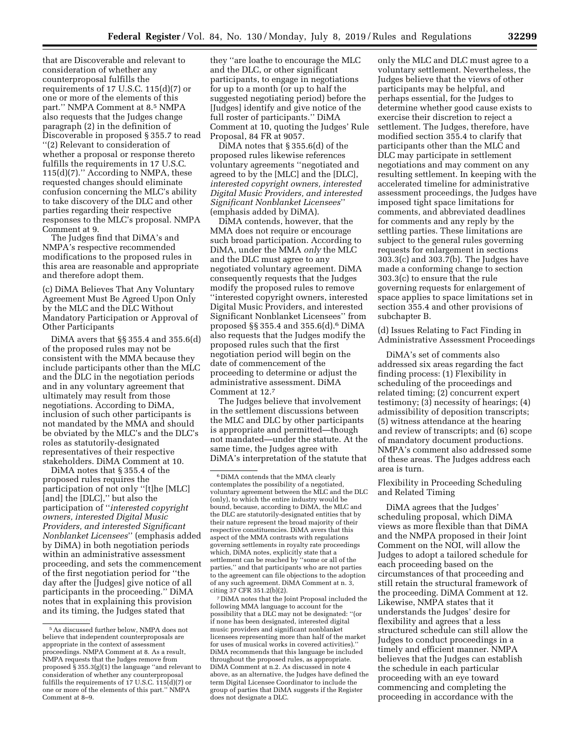that are Discoverable and relevant to consideration of whether any counterproposal fulfills the requirements of 17 U.S.C. 115(d)(7) or one or more of the elements of this part.'' NMPA Comment at 8.[5] NMPA also requests that the Judges change paragraph (2) in the definition of Discoverable in proposed § 355.7 to read ''(2) Relevant to consideration of whether a proposal or response thereto fulfills the requirements in 17 U.S.C. 115(d)(7).'' According to NMPA, these requested changes should eliminate confusion concerning the MLC's ability to take discovery of the DLC and other parties regarding their respective responses to the MLC's proposal. NMPA Comment at 9.

The Judges find that DiMA's and NMPA's respective recommended modifications to the proposed rules in this area are reasonable and appropriate and therefore adopt them.

(c) DiMA Believes That Any Voluntary Agreement Must Be Agreed Upon Only by the MLC and the DLC Without Mandatory Participation or Approval of Other Participants

DiMA avers that §§ 355.4 and 355.6(d) of the proposed rules may not be consistent with the MMA because they include participants other than the MLC and the DLC in the negotiation periods and in any voluntary agreement that ultimately may result from those negotiations. According to DiMA, inclusion of such other participants is not mandated by the MMA and should be obviated by the MLC's and the DLC's roles as statutorily-designated representatives of their respective stakeholders. DiMA Comment at 10.

DiMA notes that § 355.4 of the proposed rules requires the participation of not only ''[t]he [MLC] [and] the [DLC],'' but also the participation of ''*interested copyright owners, interested Digital Music Providers, and interested Significant Nonblanket Licensees*'' (emphasis added by DiMA) in both negotiation periods within an administrative assessment proceeding, and sets the commencement of the first negotiation period for ''the day after the [Judges] give notice of all participants in the proceeding.'' DiMA notes that in explaining this provision and its timing, the Judges stated that they ''are loathe to encourage the MLC and the DLC, or other significant participants, to engage in negotiations for up to a month (or up to half the suggested negotiating period) before the [Judges] identify and give notice of the full roster of participants.'' DiMA Comment at 10, quoting the Judges' Rule Proposal, 84 FR at 9057.

DiMA notes that § 355.6(d) of the proposed rules likewise references voluntary agreements ''negotiated and agreed to by the [MLC] and the [DLC], *interested copyright owners, interested Digital Music Providers, and interested Significant Nonblanket Licensees*'' (emphasis added by DiMA).

DiMA contends, however, that the MMA does not require or encourage such broad participation. According to DiMA, under the MMA *only* the MLC and the DLC must agree to any negotiated voluntary agreement. DiMA consequently requests that the Judges modify the proposed rules to remove ''interested copyright owners, interested Digital Music Providers, and interested Significant Nonblanket Licensees'' from proposed §§ 355.4 and 355.6(d).[6] DiMA also requests that the Judges modify the proposed rules such that the first negotiation period will begin on the date of commencement of the proceeding to determine or adjust the administrative assessment. DiMA Comment at 12.[7]

The Judges believe that involvement in the settlement discussions between the MLC and DLC by other participants is appropriate and permitted—though not mandated—under the statute. At the same time, the Judges agree with DiMA's interpretation of the statute that only the MLC and DLC must agree to a voluntary settlement. Nevertheless, the Judges believe that the views of other participants may be helpful, and perhaps essential, for the Judges to determine whether good cause exists to exercise their discretion to reject a settlement. The Judges, therefore, have modified section 355.4 to clarify that participants other than the MLC and DLC may participate in settlement negotiations and may comment on any resulting settlement. In keeping with the accelerated timeline for administrative assessment proceedings, the Judges have imposed tight space limitations for comments, and abbreviated deadlines for comments and any reply by the settling parties. These limitations are subject to the general rules governing requests for enlargement in sections 303.3(c) and 303.7(b). The Judges have made a conforming change to section 303.3(c) to ensure that the rule governing requests for enlargement of space applies to space limitations set in section 355.4 and other provisions of subchapter B.

(d) Issues Relating to Fact Finding in Administrative Assessment Proceedings

DiMA's set of comments also addressed six areas regarding the fact finding process: (1) Flexibility in scheduling of the proceedings and related timing; (2) concurrent expert testimony; (3) necessity of hearings; (4) admissibility of deposition transcripts; (5) witness attendance at the hearing and review of transcripts; and (6) scope of mandatory document productions. NMPA's comment also addressed some of these areas. The Judges address each area is turn.

Flexibility in Proceeding Scheduling and Related Timing

DiMA agrees that the Judges' scheduling proposal, which DiMA views as more flexible than that DiMA and the NMPA proposed in their Joint Comment on the NOI, will allow the Judges to adopt a tailored schedule for each proceeding based on the circumstances of that proceeding and still retain the structural framework of the proceeding. DiMA Comment at 12. Likewise, NMPA states that it understands the Judges' desire for flexibility and agrees that a less structured schedule can still allow the Judges to conduct proceedings in a timely and efficient manner. NMPA believes that the Judges can establish the schedule in each particular proceeding with an eye toward commencing and completing the proceeding in accordance with the

---

[5] As discussed further below, NMPA does not believe that independent counterproposals are appropriate in the context of assessment proceedings. NMPA Comment at 8. As a result, NMPA requests that the Judges remove from proposed § 355.3(g)(1) the language ''and relevant to consideration of whether any counterproposal fulfills the requirements of 17 U.S.C. 115(d)(7) or one or more of the elements of this part.'' NMPA Comment at 8–9.

[6] DiMA contends that the MMA clearly contemplates the possibility of a negotiated, voluntary agreement between the MLC and the DLC (only), to which the entire industry would be bound, because, according to DiMA, the MLC and the DLC are statutorily-designated entities that by their nature represent the broad majority of their respective constituencies. DiMA avers that this aspect of the MMA contrasts with regulations governing settlements in royalty rate proceedings which, DiMA notes, explicitly state that a settlement can be reached by ''some or all of the parties,'' and that participants who are not parties to the agreement can file objections to the adoption of any such agreement. DiMA Comment at n. 3, citing 37 CFR 351.2(b)(2).

[7] DiMA notes that the Joint Proposal included the following MMA language to account for the possibility that a DLC may not be designated: ''(or if none has been designated, interested digital music providers and significant nonblanket licensees representing more than half of the market for uses of musical works in covered activities).'' DiMA recommends that this language be included throughout the proposed rules, as appropriate. DiMA Comment at n.2. As discussed in note 4 above, as an alternative, the Judges have defined the term Digital Licensee Coordinator to include the group of parties that DiMA suggests if the Register does not designate a DLC.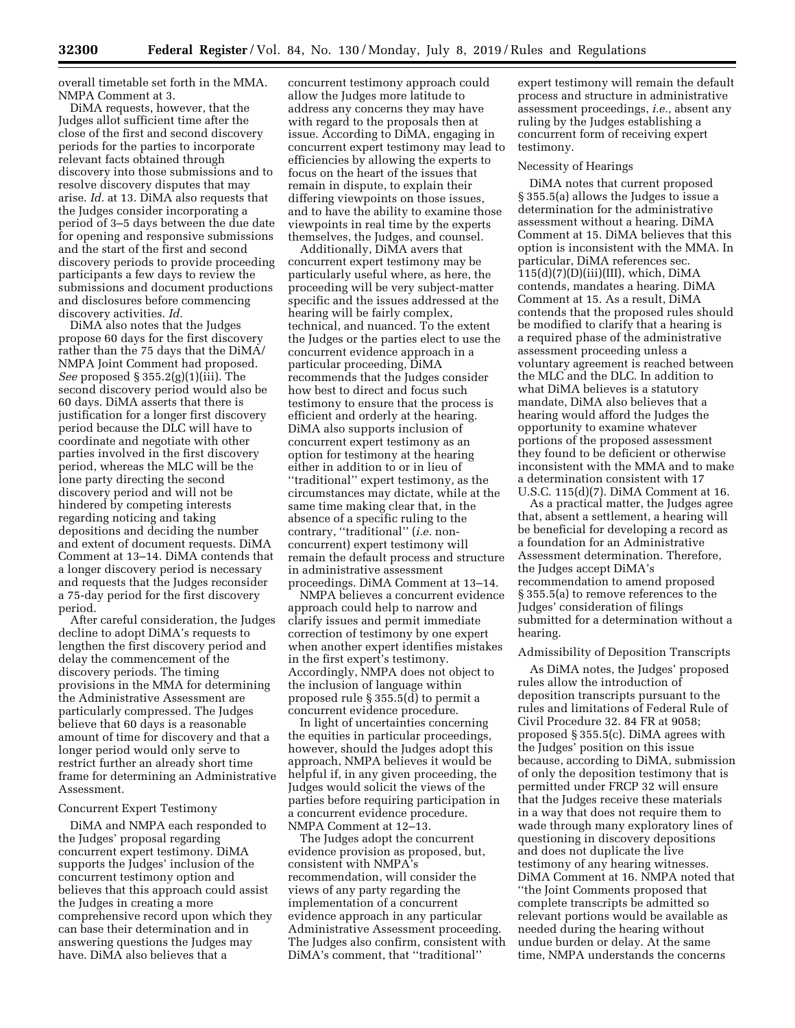overall timetable set forth in the MMA. NMPA Comment at 3.

DiMA requests, however, that the Judges allot sufficient time after the close of the first and second discovery periods for the parties to incorporate relevant facts obtained through discovery into those submissions and to resolve discovery disputes that may arise. *Id.* at 13. DiMA also requests that the Judges consider incorporating a period of 3–5 days between the due date for opening and responsive submissions and the start of the first and second discovery periods to provide proceeding participants a few days to review the submissions and document productions and disclosures before commencing discovery activities. *Id.*

DiMA also notes that the Judges propose 60 days for the first discovery rather than the 75 days that the DiMA/NMPA Joint Comment had proposed. *See* proposed § 355.2(g)(1)(iii). The second discovery period would also be 60 days. DiMA asserts that there is justification for a longer first discovery period because the DLC will have to coordinate and negotiate with other parties involved in the first discovery period, whereas the MLC will be the lone party directing the second discovery period and will not be hindered by competing interests regarding noticing and taking depositions and deciding the number and extent of document requests. DiMA Comment at 13–14. DiMA contends that a longer discovery period is necessary and requests that the Judges reconsider a 75-day period for the first discovery period.

After careful consideration, the Judges decline to adopt DiMA's requests to lengthen the first discovery period and delay the commencement of the discovery periods. The timing provisions in the MMA for determining the Administrative Assessment are particularly compressed. The Judges believe that 60 days is a reasonable amount of time for discovery and that a longer period would only serve to restrict further an already short time frame for determining an Administrative Assessment.

Concurrent Expert Testimony

DiMA and NMPA each responded to the Judges' proposal regarding concurrent expert testimony. DiMA supports the Judges' inclusion of the concurrent testimony option and believes that this approach could assist the Judges in creating a more comprehensive record upon which they can base their determination and in answering questions the Judges may have. DiMA also believes that a concurrent testimony approach could allow the Judges more latitude to address any concerns they may have with regard to the proposals then at issue. According to DiMA, engaging in concurrent expert testimony may lead to efficiencies by allowing the experts to focus on the heart of the issues that remain in dispute, to explain their differing viewpoints on those issues, and to have the ability to examine those viewpoints in real time by the experts themselves, the Judges, and counsel.

Additionally, DiMA avers that concurrent expert testimony may be particularly useful where, as here, the proceeding will be very subject-matter specific and the issues addressed at the hearing will be fairly complex, technical, and nuanced. To the extent the Judges or the parties elect to use the concurrent evidence approach in a particular proceeding, DiMA recommends that the Judges consider how best to direct and focus such testimony to ensure that the process is efficient and orderly at the hearing. DiMA also supports inclusion of concurrent expert testimony as an option for testimony at the hearing either in addition to or in lieu of ''traditional'' expert testimony, as the circumstances may dictate, while at the same time making clear that, in the absence of a specific ruling to the contrary, ''traditional'' (*i.e.* non-concurrent) expert testimony will remain the default process and structure in administrative assessment proceedings. DiMA Comment at 13–14.

NMPA believes a concurrent evidence approach could help to narrow and clarify issues and permit immediate correction of testimony by one expert when another expert identifies mistakes in the first expert's testimony. Accordingly, NMPA does not object to the inclusion of language within proposed rule § 355.5(d) to permit a concurrent evidence procedure.

In light of uncertainties concerning the equities in particular proceedings, however, should the Judges adopt this approach, NMPA believes it would be helpful if, in any given proceeding, the Judges would solicit the views of the parties before requiring participation in a concurrent evidence procedure. NMPA Comment at 12–13.

The Judges adopt the concurrent evidence provision as proposed, but, consistent with NMPA's recommendation, will consider the views of any party regarding the implementation of a concurrent evidence approach in any particular Administrative Assessment proceeding. The Judges also confirm, consistent with DiMA's comment, that ''traditional'' expert testimony will remain the default process and structure in administrative assessment proceedings, *i.e.,* absent any ruling by the Judges establishing a concurrent form of receiving expert testimony.

Necessity of Hearings

DiMA notes that current proposed § 355.5(a) allows the Judges to issue a determination for the administrative assessment without a hearing. DiMA Comment at 15. DiMA believes that this option is inconsistent with the MMA. In particular, DiMA references sec. 115(d)(7)(D)(iii)(III), which, DiMA contends, mandates a hearing. DiMA Comment at 15. As a result, DiMA contends that the proposed rules should be modified to clarify that a hearing is a required phase of the administrative assessment proceeding unless a voluntary agreement is reached between the MLC and the DLC. In addition to what DiMA believes is a statutory mandate, DiMA also believes that a hearing would afford the Judges the opportunity to examine whatever portions of the proposed assessment they found to be deficient or otherwise inconsistent with the MMA and to make a determination consistent with 17 U.S.C. 115(d)(7). DiMA Comment at 16.

As a practical matter, the Judges agree that, absent a settlement, a hearing will be beneficial for developing a record as a foundation for an Administrative Assessment determination. Therefore, the Judges accept DiMA's recommendation to amend proposed § 355.5(a) to remove references to the Judges' consideration of filings submitted for a determination without a hearing.

Admissibility of Deposition Transcripts

As DiMA notes, the Judges' proposed rules allow the introduction of deposition transcripts pursuant to the rules and limitations of Federal Rule of Civil Procedure 32. 84 FR at 9058; proposed § 355.5(c). DiMA agrees with the Judges' position on this issue because, according to DiMA, submission of only the deposition testimony that is permitted under FRCP 32 will ensure that the Judges receive these materials in a way that does not require them to wade through many exploratory lines of questioning in discovery depositions and does not duplicate the live testimony of any hearing witnesses. DiMA Comment at 16. NMPA noted that ''the Joint Comments proposed that complete transcripts be admitted so relevant portions would be available as needed during the hearing without undue burden or delay. At the same time, NMPA understands the concerns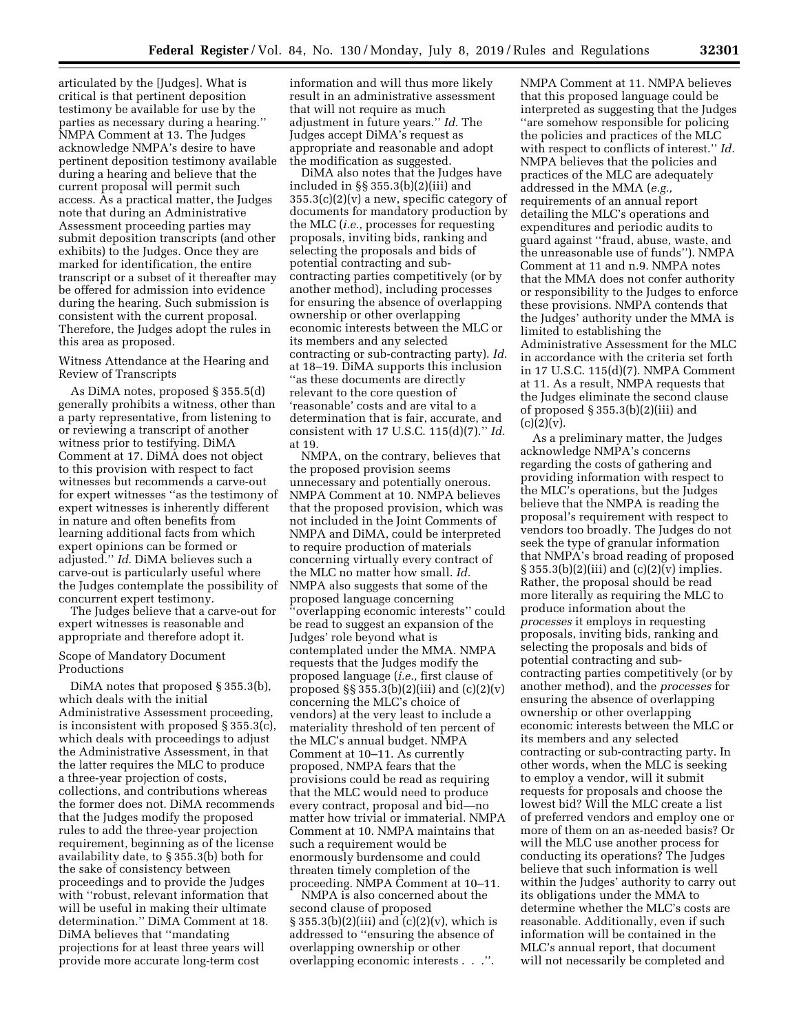articulated by the [Judges]. What is critical is that pertinent deposition testimony be available for use by the parties as necessary during a hearing.'' NMPA Comment at 13. The Judges acknowledge NMPA's desire to have pertinent deposition testimony available during a hearing and believe that the current proposal will permit such access. As a practical matter, the Judges note that during an Administrative Assessment proceeding parties may submit deposition transcripts (and other exhibits) to the Judges. Once they are marked for identification, the entire transcript or a subset of it thereafter may be offered for admission into evidence during the hearing. Such submission is consistent with the current proposal. Therefore, the Judges adopt the rules in this area as proposed.

Witness Attendance at the Hearing and Review of Transcripts

As DiMA notes, proposed § 355.5(d) generally prohibits a witness, other than a party representative, from listening to or reviewing a transcript of another witness prior to testifying. DiMA Comment at 17. DiMA does not object to this provision with respect to fact witnesses but recommends a carve-out for expert witnesses ''as the testimony of expert witnesses is inherently different in nature and often benefits from learning additional facts from which expert opinions can be formed or adjusted.'' *Id.* DiMA believes such a carve-out is particularly useful where the Judges contemplate the possibility of concurrent expert testimony.

The Judges believe that a carve-out for expert witnesses is reasonable and appropriate and therefore adopt it.

Scope of Mandatory Document Productions

DiMA notes that proposed § 355.3(b), which deals with the initial Administrative Assessment proceeding, is inconsistent with proposed § 355.3(c), which deals with proceedings to adjust the Administrative Assessment, in that the latter requires the MLC to produce a three-year projection of costs, collections, and contributions whereas the former does not. DiMA recommends that the Judges modify the proposed rules to add the three-year projection requirement, beginning as of the license availability date, to § 355.3(b) both for the sake of consistency between proceedings and to provide the Judges with ''robust, relevant information that will be useful in making their ultimate determination.'' DiMA Comment at 18. DiMA believes that ''mandating projections for at least three years will provide more accurate long-term cost information and will thus more likely result in an administrative assessment that will not require as much adjustment in future years.'' *Id.* The Judges accept DiMA's request as appropriate and reasonable and adopt the modification as suggested.

DiMA also notes that the Judges have included in §§ 355.3(b)(2)(iii) and 355.3(c)(2)(v) a new, specific category of documents for mandatory production by the MLC (*i.e.,* processes for requesting proposals, inviting bids, ranking and selecting the proposals and bids of potential contracting and sub-contracting parties competitively (or by another method), including processes for ensuring the absence of overlapping ownership or other overlapping economic interests between the MLC or its members and any selected contracting or sub-contracting party). *Id.* at 18–19. DiMA supports this inclusion ''as these documents are directly relevant to the core question of 'reasonable' costs and are vital to a determination that is fair, accurate, and consistent with 17 U.S.C. 115(d)(7).'' *Id.* at 19.

NMPA, on the contrary, believes that the proposed provision seems unnecessary and potentially onerous. NMPA Comment at 10. NMPA believes that the proposed provision, which was not included in the Joint Comments of NMPA and DiMA, could be interpreted to require production of materials concerning virtually every contract of the MLC no matter how small. *Id.* NMPA also suggests that some of the proposed language concerning ''overlapping economic interests'' could be read to suggest an expansion of the Judges' role beyond what is contemplated under the MMA. NMPA requests that the Judges modify the proposed language (*i.e.,* first clause of proposed §§ 355.3(b)(2)(iii) and (c)(2)(v) concerning the MLC's choice of vendors) at the very least to include a materiality threshold of ten percent of the MLC's annual budget. NMPA Comment at 10–11. As currently proposed, NMPA fears that the provisions could be read as requiring that the MLC would need to produce every contract, proposal and bid—no matter how trivial or immaterial. NMPA maintains that such a requirement would be enormously burdensome and could threaten timely completion of the proceeding. NMPA Comment at 10–11.

NMPA is also concerned about the second clause of proposed § 355.3(b)(2)(iii) and (c)(2)(v), which is addressed to ''ensuring the absence of overlapping ownership or other overlapping economic interests . . .''. NMPA Comment at 11. NMPA believes that this proposed language could be interpreted as suggesting that the Judges ''are somehow responsible for policing the policies and practices of the MLC with respect to conflicts of interest.'' *Id.* NMPA believes that the policies and practices of the MLC are adequately addressed in the MMA (*e.g.,* requirements of an annual report detailing the MLC's operations and expenditures and periodic audits to guard against ''fraud, abuse, waste, and the unreasonable use of funds''). NMPA Comment at 11 and n.9. NMPA notes that the MMA does not confer authority or responsibility to the Judges to enforce these provisions. NMPA contends that the Judges' authority under the MMA is limited to establishing the Administrative Assessment for the MLC in accordance with the criteria set forth in 17 U.S.C. 115(d)(7). NMPA Comment at 11. As a result, NMPA requests that the Judges eliminate the second clause of proposed § 355.3(b)(2)(iii) and (c)(2)(v).

As a preliminary matter, the Judges acknowledge NMPA's concerns regarding the costs of gathering and providing information with respect to the MLC's operations, but the Judges believe that the NMPA is reading the proposal's requirement with respect to vendors too broadly. The Judges do not seek the type of granular information that NMPA's broad reading of proposed § 355.3(b)(2)(iii) and (c)(2)(v) implies. Rather, the proposal should be read more literally as requiring the MLC to produce information about the *processes* it employs in requesting proposals, inviting bids, ranking and selecting the proposals and bids of potential contracting and sub-contracting parties competitively (or by another method), and the *processes* for ensuring the absence of overlapping ownership or other overlapping economic interests between the MLC or its members and any selected contracting or sub-contracting party. In other words, when the MLC is seeking to employ a vendor, will it submit requests for proposals and choose the lowest bid? Will the MLC create a list of preferred vendors and employ one or more of them on an as-needed basis? Or will the MLC use another process for conducting its operations? The Judges believe that such information is well within the Judges' authority to carry out its obligations under the MMA to determine whether the MLC's costs are reasonable. Additionally, even if such information will be contained in the MLC's annual report, that document will not necessarily be completed and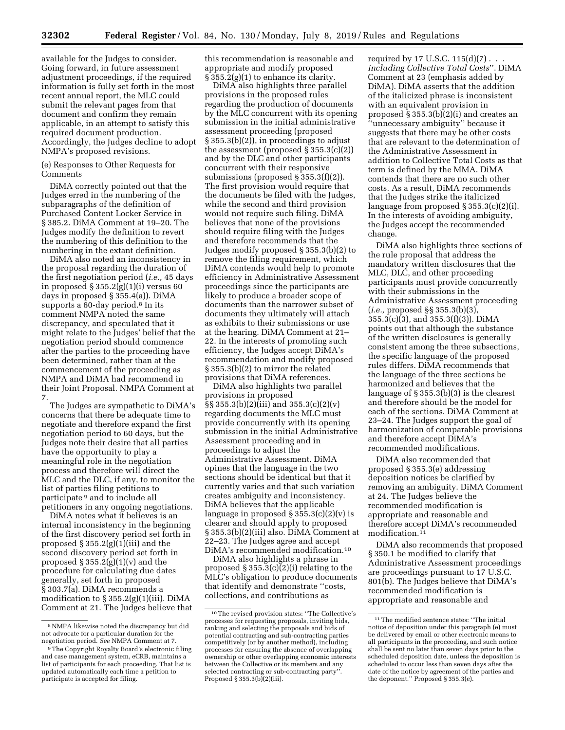available for the Judges to consider. Going forward, in future assessment adjustment proceedings, if the required information is fully set forth in the most recent annual report, the MLC could submit the relevant pages from that document and confirm they remain applicable, in an attempt to satisfy this required document production. Accordingly, the Judges decline to adopt NMPA's proposed revisions.

(e) Responses to Other Requests for Comments

DiMA correctly pointed out that the Judges erred in the numbering of the subparagraphs of the definition of Purchased Content Locker Service in § 385.2. DiMA Comment at 19–20. The Judges modify the definition to revert the numbering of this definition to the numbering in the extant definition.

DiMA also noted an inconsistency in the proposal regarding the duration of the first negotiation period (*i.e.,* 45 days in proposed § 355.2(g)(1)(i) versus 60 days in proposed § 355.4(a)). DiMA supports a 60-day period.[8] In its comment NMPA noted the same discrepancy, and speculated that it might relate to the Judges' belief that the negotiation period should commence after the parties to the proceeding have been determined, rather than at the commencement of the proceeding as NMPA and DiMA had recommend in their Joint Proposal. NMPA Comment at 7.

The Judges are sympathetic to DiMA's concerns that there be adequate time to negotiate and therefore expand the first negotiation period to 60 days, but the Judges note their desire that all parties have the opportunity to play a meaningful role in the negotiation process and therefore will direct the MLC and the DLC, if any, to monitor the list of parties filing petitions to participate[9] and to include all petitioners in any ongoing negotiations.

DiMA notes what it believes is an internal inconsistency in the beginning of the first discovery period set forth in proposed § 355.2(g)(1)(iii) and the second discovery period set forth in proposed § 355.2(g)(1)(v) and the procedure for calculating due dates generally, set forth in proposed § 303.7(a). DiMA recommends a modification to § 355.2(g)(1)(iii). DiMA Comment at 21. The Judges believe that this recommendation is reasonable and appropriate and modify proposed § 355.2(g)(1) to enhance its clarity.

DiMA also highlights three parallel provisions in the proposed rules regarding the production of documents by the MLC concurrent with its opening submission in the initial administrative assessment proceeding (proposed § 355.3(b)(2)), in proceedings to adjust the assessment (proposed § 355.3(c)(2)) and by the DLC and other participants concurrent with their responsive submissions (proposed § 355.3(f)(2)). The first provision would require that the documents be filed with the Judges, while the second and third provision would not require such filing. DiMA believes that none of the provisions should require filing with the Judges and therefore recommends that the Judges modify proposed § 355.3(b)(2) to remove the filing requirement, which DiMA contends would help to promote efficiency in Administrative Assessment proceedings since the participants are likely to produce a broader scope of documents than the narrower subset of documents they ultimately will attach as exhibits to their submissions or use at the hearing. DiMA Comment at 21–22. In the interests of promoting such efficiency, the Judges accept DiMA's recommendation and modify proposed § 355.3(b)(2) to mirror the related provisions that DiMA references.

DiMA also highlights two parallel provisions in proposed §§ 355.3(b)(2)(iii) and 355.3(c)(2)(v) regarding documents the MLC must provide concurrently with its opening submission in the initial Administrative Assessment proceeding and in proceedings to adjust the Administrative Assessment. DiMA opines that the language in the two sections should be identical but that it currently varies and that such variation creates ambiguity and inconsistency. DiMA believes that the applicable language in proposed § 355.3(c)(2)(v) is clearer and should apply to proposed § 355.3(b)(2)(iii) also. DiMA Comment at 22–23. The Judges agree and accept DiMA's recommended modification.[10]

DiMA also highlights a phrase in proposed § 355.3(c)(2)(i) relating to the MLC's obligation to produce documents that identify and demonstrate "costs, collections, and contributions as required by 17 U.S.C. 115(d)(7) . . . *including Collective Total Costs*". DiMA Comment at 23 (emphasis added by DiMA). DiMA asserts that the addition of the italicized phrase is inconsistent with an equivalent provision in proposed § 355.3(b)(2)(i) and creates an "unnecessary ambiguity" because it suggests that there may be other costs that are relevant to the determination of the Administrative Assessment in addition to Collective Total Costs as that term is defined by the MMA. DiMA contends that there are no such other costs. As a result, DiMA recommends that the Judges strike the italicized language from proposed § 355.3(c)(2)(i). In the interests of avoiding ambiguity, the Judges accept the recommended change.

DiMA also highlights three sections of the rule proposal that address the mandatory written disclosures that the MLC, DLC, and other proceeding participants must provide concurrently with their submissions in the Administrative Assessment proceeding (*i.e.,* proposed §§ 355.3(b)(3), 355.3(c)(3), and 355.3(f)(3)). DiMA points out that although the substance of the written disclosures is generally consistent among the three subsections, the specific language of the proposed rules differs. DiMA recommends that the language of the three sections be harmonized and believes that the language of § 355.3(b)(3) is the clearest and therefore should be the model for each of the sections. DiMA Comment at 23–24. The Judges support the goal of harmonization of comparable provisions and therefore accept DiMA's recommended modifications.

DiMA also recommended that proposed § 355.3(e) addressing deposition notices be clarified by removing an ambiguity. DiMA Comment at 24. The Judges believe the recommended modification is appropriate and reasonable and therefore accept DiMA's recommended modification.[11]

DiMA also recommends that proposed § 350.1 be modified to clarify that Administrative Assessment proceedings are proceedings pursuant to 17 U.S.C. 801(b). The Judges believe that DiMA's recommended modification is appropriate and reasonable and

---

[8] NMPA likewise noted the discrepancy but did not advocate for a particular duration for the negotiation period. *See* NMPA Comment at 7.

[9] The Copyright Royalty Board's electronic filing and case management system, eCRB, maintains a list of participants for each proceeding. That list is updated automatically each time a petition to participate is accepted for filing.

[10] The revised provision states: "The Collective's processes for requesting proposals, inviting bids, ranking and selecting the proposals and bids of potential contracting and sub-contracting parties competitively (or by another method), including processes for ensuring the absence of overlapping ownership or other overlapping economic interests between the Collective or its members and any selected contracting or sub-contracting party". Proposed § 355.3(b)(2)(iii).

[11] The modified sentence states: "The initial notice of deposition under this paragraph (e) must be delivered by email or other electronic means to all participants in the proceeding, and such notice shall be sent no later than seven days prior to the scheduled deposition date, unless the deposition is scheduled to occur less than seven days after the date of the notice by agreement of the parties and the deponent." Proposed § 355.3(e).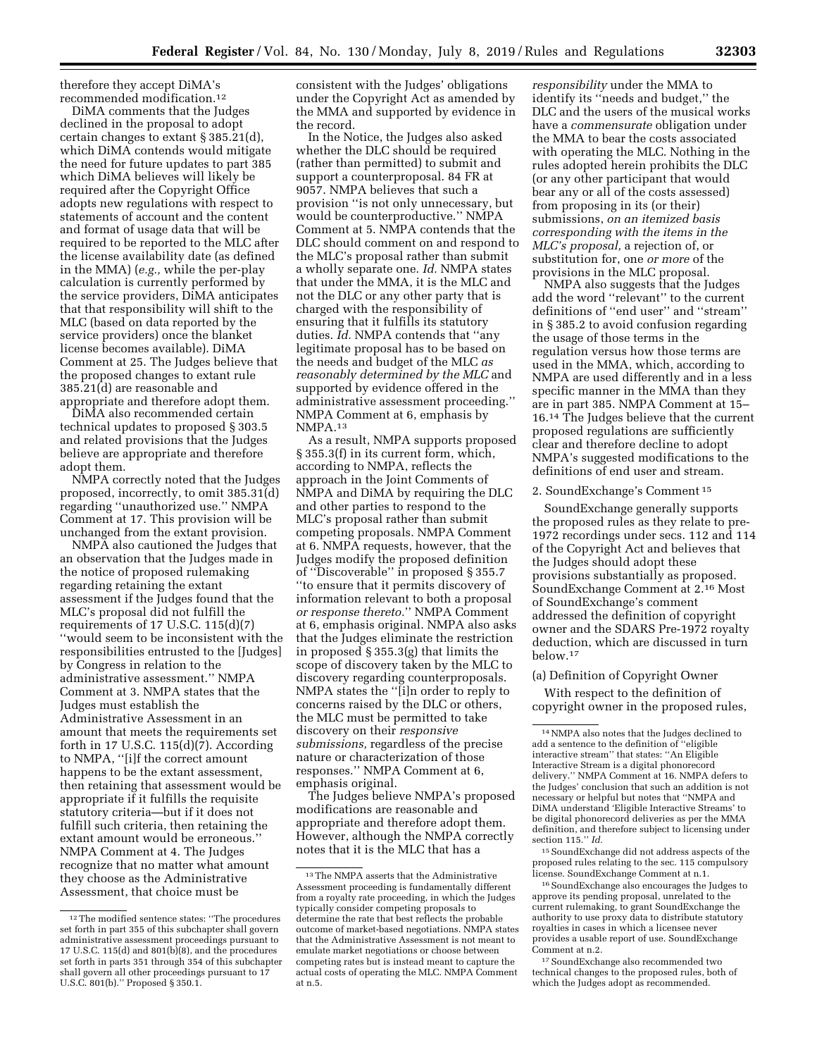therefore they accept DiMA's recommended modification.[12]

DiMA comments that the Judges declined in the proposal to adopt certain changes to extant § 385.21(d), which DiMA contends would mitigate the need for future updates to part 385 which DiMA believes will likely be required after the Copyright Office adopts new regulations with respect to statements of account and the content and format of usage data that will be required to be reported to the MLC after the license availability date (as defined in the MMA) (*e.g.,* while the per-play calculation is currently performed by the service providers, DiMA anticipates that that responsibility will shift to the MLC (based on data reported by the service providers) once the blanket license becomes available). DiMA Comment at 25. The Judges believe that the proposed changes to extant rule 385.21(d) are reasonable and appropriate and therefore adopt them.

DiMA also recommended certain technical updates to proposed § 303.5 and related provisions that the Judges believe are appropriate and therefore adopt them.

NMPA correctly noted that the Judges proposed, incorrectly, to omit 385.31(d) regarding "unauthorized use." NMPA Comment at 17. This provision will be unchanged from the extant provision.

NMPA also cautioned the Judges that an observation that the Judges made in the notice of proposed rulemaking regarding retaining the extant assessment if the Judges found that the MLC's proposal did not fulfill the requirements of 17 U.S.C. 115(d)(7) "would seem to be inconsistent with the responsibilities entrusted to the [Judges] by Congress in relation to the administrative assessment." NMPA Comment at 3. NMPA states that the Judges must establish the Administrative Assessment in an amount that meets the requirements set forth in 17 U.S.C. 115(d)(7). According to NMPA, "[i]f the correct amount happens to be the extant assessment, then retaining that assessment would be appropriate if it fulfills the requisite statutory criteria—but if it does not fulfill such criteria, then retaining the extant amount would be erroneous." NMPA Comment at 4. The Judges recognize that no matter what amount they choose as the Administrative Assessment, that choice must be consistent with the Judges' obligations under the Copyright Act as amended by the MMA and supported by evidence in the record.

In the Notice, the Judges also asked whether the DLC should be required (rather than permitted) to submit and support a counterproposal. 84 FR at 9057. NMPA believes that such a provision "is not only unnecessary, but would be counterproductive." NMPA Comment at 5. NMPA contends that the DLC should comment on and respond to the MLC's proposal rather than submit a wholly separate one. *Id.* NMPA states that under the MMA, it is the MLC and not the DLC or any other party that is charged with the responsibility of ensuring that it fulfills its statutory duties. *Id.* NMPA contends that "any legitimate proposal has to be based on the needs and budget of the MLC *as reasonably determined by the MLC* and supported by evidence offered in the administrative assessment proceeding." NMPA Comment at 6, emphasis by NMPA.[13]

As a result, NMPA supports proposed § 355.3(f) in its current form, which, according to NMPA, reflects the approach in the Joint Comments of NMPA and DiMA by requiring the DLC and other parties to respond to the MLC's proposal rather than submit competing proposals. NMPA Comment at 6. NMPA requests, however, that the Judges modify the proposed definition of "Discoverable" in proposed § 355.7 "to ensure that it permits discovery of information relevant to both a proposal *or response thereto.*" NMPA Comment at 6, emphasis original. NMPA also asks that the Judges eliminate the restriction in proposed § 355.3(g) that limits the scope of discovery taken by the MLC to discovery regarding counterproposals. NMPA states the "[i]n order to reply to concerns raised by the DLC or others, the MLC must be permitted to take discovery on their *responsive submissions,* regardless of the precise nature or characterization of those responses." NMPA Comment at 6, emphasis original.

The Judges believe NMPA's proposed modifications are reasonable and appropriate and therefore adopt them. However, although the NMPA correctly notes that it is the MLC that has a *responsibility* under the MMA to identify its "needs and budget," the DLC and the users of the musical works have a *commensurate* obligation under the MMA to bear the costs associated with operating the MLC. Nothing in the rules adopted herein prohibits the DLC (or any other participant that would bear any or all of the costs assessed) from proposing in its (or their) submissions, *on an itemized basis corresponding with the items in the MLC's proposal,* a rejection of, or substitution for, one *or more* of the provisions in the MLC proposal.

NMPA also suggests that the Judges add the word "relevant" to the current definitions of "end user" and "stream" in § 385.2 to avoid confusion regarding the usage of those terms in the regulation versus how those terms are used in the MMA, which, according to NMPA are used differently and in a less specific manner in the MMA than they are in part 385. NMPA Comment at 15–16.[14] The Judges believe that the current proposed regulations are sufficiently clear and therefore decline to adopt NMPA's suggested modifications to the definitions of end user and stream.

2. SoundExchange's Comment[15]

SoundExchange generally supports the proposed rules as they relate to pre-1972 recordings under secs. 112 and 114 of the Copyright Act and believes that the Judges should adopt these provisions substantially as proposed. SoundExchange Comment at 2.[16] Most of SoundExchange's comment addressed the definition of copyright owner and the SDARS Pre-1972 royalty deduction, which are discussed in turn below.[17]

(a) Definition of Copyright Owner

With respect to the definition of copyright owner in the proposed rules,

---

[12] The modified sentence states: "The procedures set forth in part 355 of this subchapter shall govern administrative assessment proceedings pursuant to 17 U.S.C. 115(d) and 801(b)(8), and the procedures set forth in parts 351 through 354 of this subchapter shall govern all other proceedings pursuant to 17 U.S.C. 801(b)." Proposed § 350.1.

[13] The NMPA asserts that the Administrative Assessment proceeding is fundamentally different from a royalty rate proceeding, in which the Judges typically consider competing proposals to determine the rate that best reflects the probable outcome of market-based negotiations. NMPA states that the Administrative Assessment is not meant to emulate market negotiations or choose between competing rates but is instead meant to capture the actual costs of operating the MLC. NMPA Comment at n.5.

[14] NMPA also notes that the Judges declined to add a sentence to the definition of "eligible interactive stream" that states: "An Eligible Interactive Stream is a digital phonorecord delivery." NMPA Comment at 16. NMPA defers to the Judges' conclusion that such an addition is not necessary or helpful but notes that "NMPA and DiMA understand 'Eligible Interactive Streams' to be digital phonorecord deliveries as per the MMA definition, and therefore subject to licensing under section 115." *Id.*

[15] SoundExchange did not address aspects of the proposed rules relating to the sec. 115 compulsory license. SoundExchange Comment at n.1.

[16] SoundExchange also encourages the Judges to approve its pending proposal, unrelated to the current rulemaking, to grant SoundExchange the authority to use proxy data to distribute statutory royalties in cases in which a licensee never provides a usable report of use. SoundExchange Comment at n.2.

[17] SoundExchange also recommended two technical changes to the proposed rules, both of which the Judges adopt as recommended.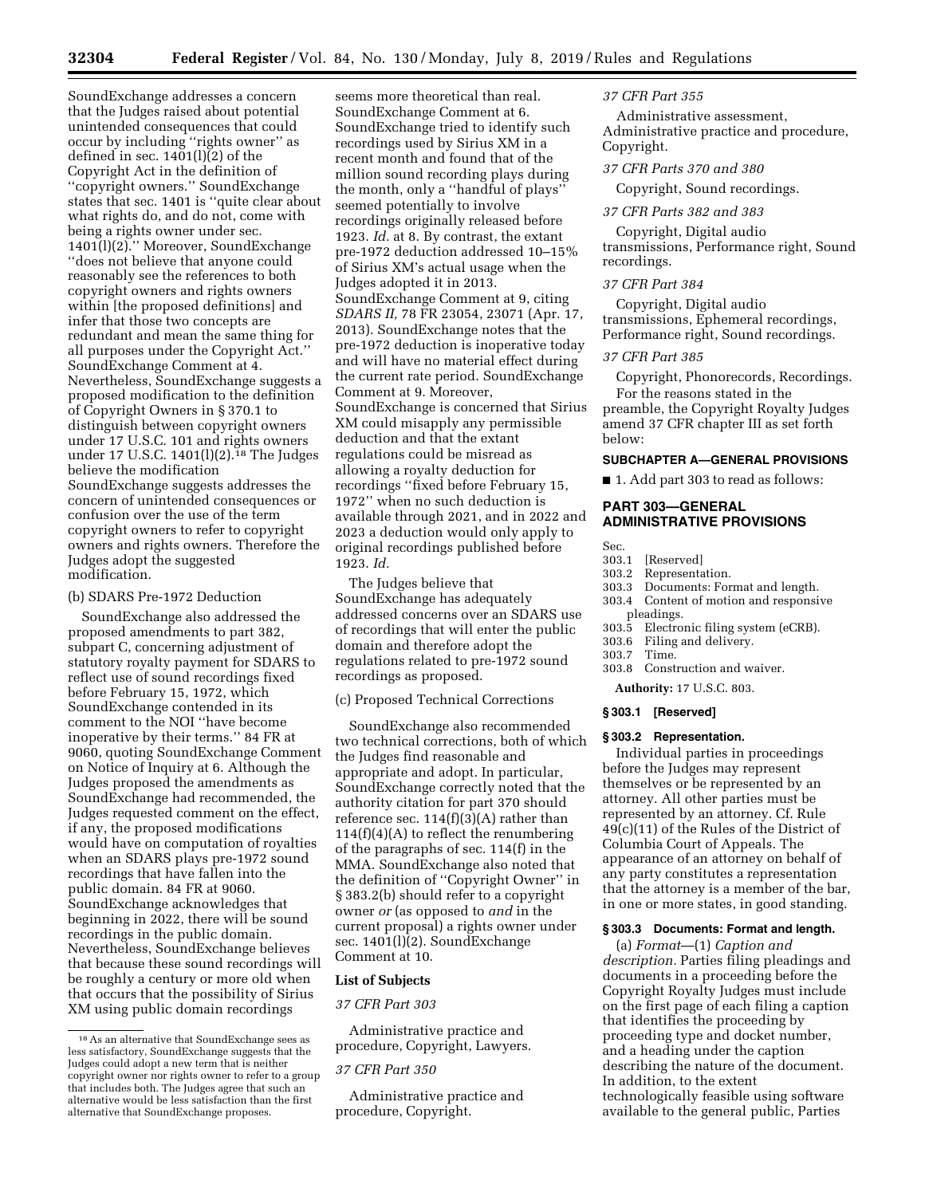SoundExchange addresses a concern that the Judges raised about potential unintended consequences that could occur by including ''rights owner'' as defined in sec. 1401(l)(2) of the Copyright Act in the definition of ''copyright owners.'' SoundExchange states that sec. 1401 is ''quite clear about what rights do, and do not, come with being a rights owner under sec. 1401(l)(2).'' Moreover, SoundExchange ''does not believe that anyone could reasonably see the references to both copyright owners and rights owners within [the proposed definitions] and infer that those two concepts are redundant and mean the same thing for all purposes under the Copyright Act.'' SoundExchange Comment at 4. Nevertheless, SoundExchange suggests a proposed modification to the definition of Copyright Owners in § 370.1 to distinguish between copyright owners under 17 U.S.C. 101 and rights owners under 17 U.S.C. 1401(l)(2).[18] The Judges believe the modification SoundExchange suggests addresses the concern of unintended consequences or confusion over the use of the term copyright owners to refer to copyright owners and rights owners. Therefore the Judges adopt the suggested modification.

(b) SDARS Pre-1972 Deduction

SoundExchange also addressed the proposed amendments to part 382, subpart C, concerning adjustment of statutory royalty payment for SDARS to reflect use of sound recordings fixed before February 15, 1972, which SoundExchange contended in its comment to the NOI ''have become inoperative by their terms.'' 84 FR at 9060, quoting SoundExchange Comment on Notice of Inquiry at 6. Although the Judges proposed the amendments as SoundExchange had recommended, the Judges requested comment on the effect, if any, the proposed modifications would have on computation of royalties when an SDARS plays pre-1972 sound recordings that have fallen into the public domain. 84 FR at 9060. SoundExchange acknowledges that beginning in 2022, there will be sound recordings in the public domain. Nevertheless, SoundExchange believes that because these sound recordings will be roughly a century or more old when that occurs that the possibility of Sirius XM using public domain recordings seems more theoretical than real. SoundExchange Comment at 6. SoundExchange tried to identify such recordings used by Sirius XM in a recent month and found that of the million sound recording plays during the month, only a ''handful of plays'' seemed potentially to involve recordings originally released before 1923. *Id.* at 8. By contrast, the extant pre-1972 deduction addressed 10–15% of Sirius XM's actual usage when the Judges adopted it in 2013. SoundExchange Comment at 9, citing *SDARS II,* 78 FR 23054, 23071 (Apr. 17, 2013). SoundExchange notes that the pre-1972 deduction is inoperative today and will have no material effect during the current rate period. SoundExchange Comment at 9. Moreover, SoundExchange is concerned that Sirius XM could misapply any permissible deduction and that the extant regulations could be misread as allowing a royalty deduction for recordings ''fixed before February 15, 1972'' when no such deduction is available through 2021, and in 2022 and 2023 a deduction would only apply to original recordings published before 1923. *Id.*

The Judges believe that SoundExchange has adequately addressed concerns over an SDARS use of recordings that will enter the public domain and therefore adopt the regulations related to pre-1972 sound recordings as proposed.

(c) Proposed Technical Corrections

SoundExchange also recommended two technical corrections, both of which the Judges find reasonable and appropriate and adopt. In particular, SoundExchange correctly noted that the authority citation for part 370 should reference sec. 114(f)(3)(A) rather than 114(f)(4)(A) to reflect the renumbering of the paragraphs of sec. 114(f) in the MMA. SoundExchange also noted that the definition of ''Copyright Owner'' in § 383.2(b) should refer to a copyright owner *or* (as opposed to *and* in the current proposal) a rights owner under sec. 1401(l)(2). SoundExchange Comment at 10.

**List of Subjects**

*37 CFR Part 303*

Administrative practice and procedure, Copyright, Lawyers.

*37 CFR Part 350*

Administrative practice and procedure, Copyright.

*37 CFR Part 355*

Administrative assessment, Administrative practice and procedure, Copyright.

*37 CFR Parts 370 and 380*

Copyright, Sound recordings.

*37 CFR Parts 382 and 383*

Copyright, Digital audio transmissions, Performance right, Sound recordings.

*37 CFR Part 384*

Copyright, Digital audio transmissions, Ephemeral recordings, Performance right, Sound recordings.

*37 CFR Part 385*

Copyright, Phonorecords, Recordings.

For the reasons stated in the preamble, the Copyright Royalty Judges amend 37 CFR chapter III as set forth below:

**SUBCHAPTER A—GENERAL PROVISIONS**

■ 1. Add part 303 to read as follows:

## PART 303—GENERAL ADMINISTRATIVE PROVISIONS

Sec.
303.1 [Reserved]
303.2 Representation.
303.3 Documents: Format and length.
303.4 Content of motion and responsive pleadings.
303.5 Electronic filing system (eCRB).
303.6 Filing and delivery.
303.7 Time.
303.8 Construction and waiver.

**Authority:** 17 U.S.C. 803.

**§ 303.1 [Reserved]**

**§ 303.2 Representation.**

Individual parties in proceedings before the Judges may represent themselves or be represented by an attorney. All other parties must be represented by an attorney. Cf. Rule 49(c)(11) of the Rules of the District of Columbia Court of Appeals. The appearance of an attorney on behalf of any party constitutes a representation that the attorney is a member of the bar, in one or more states, in good standing.

**§ 303.3 Documents: Format and length.**

(a) *Format*—(1) *Caption and description.* Parties filing pleadings and documents in a proceeding before the Copyright Royalty Judges must include on the first page of each filing a caption that identifies the proceeding by proceeding type and docket number, and a heading under the caption describing the nature of the document. In addition, to the extent technologically feasible using software available to the general public, Parties

[18] As an alternative that SoundExchange sees as less satisfactory, SoundExchange suggests that the Judges could adopt a new term that is neither copyright owner nor rights owner to refer to a group that includes both. The Judges agree that such an alternative would be less satisfaction than the first alternative that SoundExchange proposes.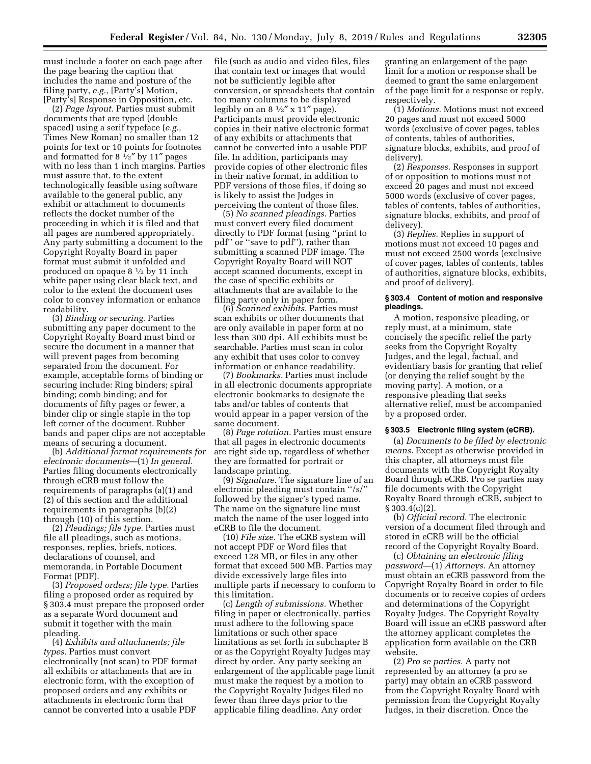must include a footer on each page after the page bearing the caption that includes the name and posture of the filing party, *e.g.,* [Party's] Motion, [Party's] Response in Opposition, etc.

(2) *Page layout.* Parties must submit documents that are typed (double spaced) using a serif typeface (*e.g.,* Times New Roman) no smaller than 12 points for text or 10 points for footnotes and formatted for 8 ½″ by 11″ pages with no less than 1 inch margins. Parties must assure that, to the extent technologically feasible using software available to the general public, any exhibit or attachment to documents reflects the docket number of the proceeding in which it is filed and that all pages are numbered appropriately. Any party submitting a document to the Copyright Royalty Board in paper format must submit it unfolded and produced on opaque 8 ½ by 11 inch white paper using clear black text, and color to the extent the document uses color to convey information or enhance readability.

(3) *Binding or securing.* Parties submitting any paper document to the Copyright Royalty Board must bind or secure the document in a manner that will prevent pages from becoming separated from the document. For example, acceptable forms of binding or securing include: Ring binders; spiral binding; comb binding; and for documents of fifty pages or fewer, a binder clip or single staple in the top left corner of the document. Rubber bands and paper clips are not acceptable means of securing a document.

(b) *Additional format requirements for electronic documents*—(1) *In general.* Parties filing documents electronically through eCRB must follow the requirements of paragraphs (a)(1) and (2) of this section and the additional requirements in paragraphs (b)(2) through (10) of this section.

(2) *Pleadings; file type.* Parties must file all pleadings, such as motions, responses, replies, briefs, notices, declarations of counsel, and memoranda, in Portable Document Format (PDF).

(3) *Proposed orders; file type.* Parties filing a proposed order as required by § 303.4 must prepare the proposed order as a separate Word document and submit it together with the main pleading.

(4) *Exhibits and attachments; file types.* Parties must convert electronically (not scan) to PDF format all exhibits or attachments that are in electronic form, with the exception of proposed orders and any exhibits or attachments in electronic form that cannot be converted into a usable PDF file (such as audio and video files, files that contain text or images that would not be sufficiently legible after conversion, or spreadsheets that contain too many columns to be displayed legibly on an 8 ½″ x 11″ page). Participants must provide electronic copies in their native electronic format of any exhibits or attachments that cannot be converted into a usable PDF file. In addition, participants may provide copies of other electronic files in their native format, in addition to PDF versions of those files, if doing so is likely to assist the Judges in perceiving the content of those files.

(5) *No scanned pleadings.* Parties must convert every filed document directly to PDF format (using ''print to pdf'' or ''save to pdf''), rather than submitting a scanned PDF image. The Copyright Royalty Board will NOT accept scanned documents, except in the case of specific exhibits or attachments that are available to the filing party only in paper form.

(6) *Scanned exhibits.* Parties must scan exhibits or other documents that are only available in paper form at no less than 300 dpi. All exhibits must be searchable. Parties must scan in color any exhibit that uses color to convey information or enhance readability.

(7) *Bookmarks.* Parties must include in all electronic documents appropriate electronic bookmarks to designate the tabs and/or tables of contents that would appear in a paper version of the same document.

(8) *Page rotation.* Parties must ensure that all pages in electronic documents are right side up, regardless of whether they are formatted for portrait or landscape printing.

(9) *Signature.* The signature line of an electronic pleading must contain ''/s/'' followed by the signer's typed name. The name on the signature line must match the name of the user logged into eCRB to file the document.

(10) *File size.* The eCRB system will not accept PDF or Word files that exceed 128 MB, or files in any other format that exceed 500 MB. Parties may divide excessively large files into multiple parts if necessary to conform to this limitation.

(c) *Length of submissions.* Whether filing in paper or electronically, parties must adhere to the following space limitations or such other space limitations as set forth in subchapter B or as the Copyright Royalty Judges may direct by order. Any party seeking an enlargement of the applicable page limit must make the request by a motion to the Copyright Royalty Judges filed no fewer than three days prior to the applicable filing deadline. Any order granting an enlargement of the page limit for a motion or response shall be deemed to grant the same enlargement of the page limit for a response or reply, respectively.

(1) *Motions.* Motions must not exceed 20 pages and must not exceed 5000 words (exclusive of cover pages, tables of contents, tables of authorities, signature blocks, exhibits, and proof of delivery).

(2) *Responses.* Responses in support of or opposition to motions must not exceed 20 pages and must not exceed 5000 words (exclusive of cover pages, tables of contents, tables of authorities, signature blocks, exhibits, and proof of delivery).

(3) *Replies.* Replies in support of motions must not exceed 10 pages and must not exceed 2500 words (exclusive of cover pages, tables of contents, tables of authorities, signature blocks, exhibits, and proof of delivery).

### § 303.4 Content of motion and responsive pleadings.

A motion, responsive pleading, or reply must, at a minimum, state concisely the specific relief the party seeks from the Copyright Royalty Judges, and the legal, factual, and evidentiary basis for granting that relief (or denying the relief sought by the moving party). A motion, or a responsive pleading that seeks alternative relief, must be accompanied by a proposed order.

### § 303.5 Electronic filing system (eCRB).

(a) *Documents to be filed by electronic means.* Except as otherwise provided in this chapter, all attorneys must file documents with the Copyright Royalty Board through eCRB. Pro se parties may file documents with the Copyright Royalty Board through eCRB, subject to § 303.4(c)(2).

(b) *Official record.* The electronic version of a document filed through and stored in eCRB will be the official record of the Copyright Royalty Board.

(c) *Obtaining an electronic filing password*—(1) *Attorneys.* An attorney must obtain an eCRB password from the Copyright Royalty Board in order to file documents or to receive copies of orders and determinations of the Copyright Royalty Judges. The Copyright Royalty Board will issue an eCRB password after the attorney applicant completes the application form available on the CRB website.

(2) *Pro se parties.* A party not represented by an attorney (a pro se party) may obtain an eCRB password from the Copyright Royalty Board with permission from the Copyright Royalty Judges, in their discretion. Once the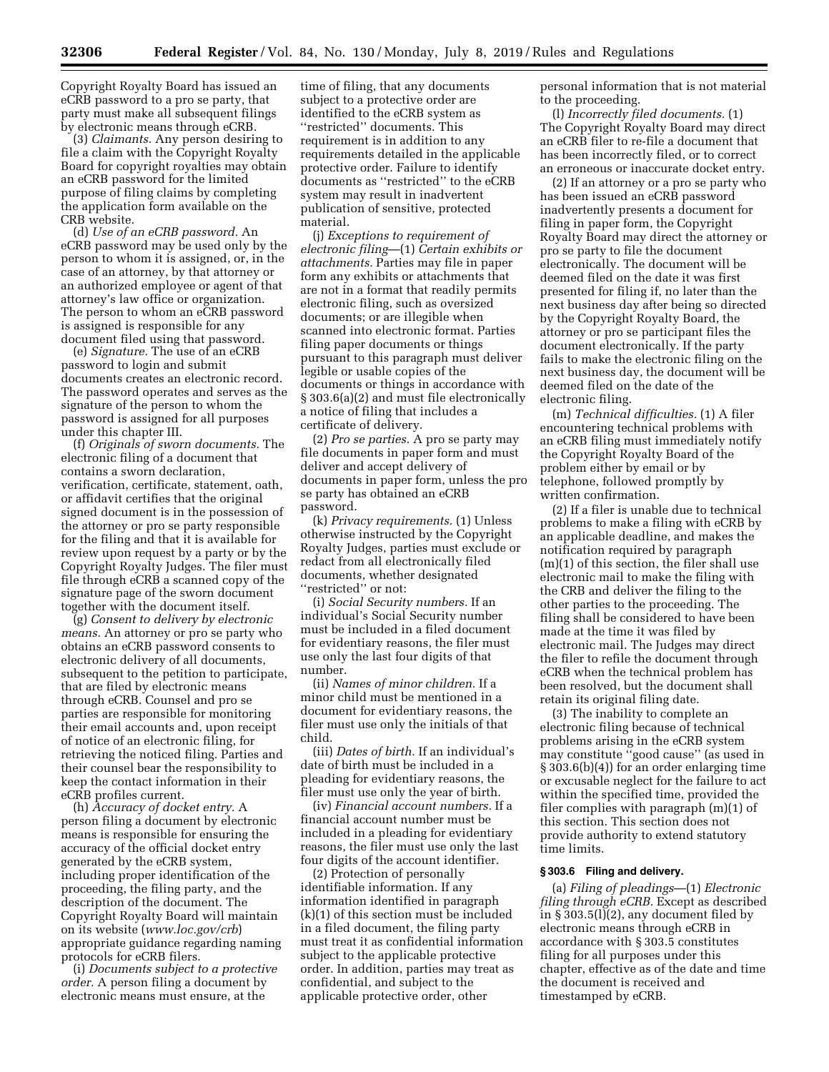Copyright Royalty Board has issued an eCRB password to a pro se party, that party must make all subsequent filings by electronic means through eCRB.

(3) *Claimants.* Any person desiring to file a claim with the Copyright Royalty Board for copyright royalties may obtain an eCRB password for the limited purpose of filing claims by completing the application form available on the CRB website.

(d) *Use of an eCRB password.* An eCRB password may be used only by the person to whom it is assigned, or, in the case of an attorney, by that attorney or an authorized employee or agent of that attorney's law office or organization. The person to whom an eCRB password is assigned is responsible for any document filed using that password.

(e) *Signature.* The use of an eCRB password to login and submit documents creates an electronic record. The password operates and serves as the signature of the person to whom the password is assigned for all purposes under this chapter III.

(f) *Originals of sworn documents.* The electronic filing of a document that contains a sworn declaration, verification, certificate, statement, oath, or affidavit certifies that the original signed document is in the possession of the attorney or pro se party responsible for the filing and that it is available for review upon request by a party or by the Copyright Royalty Judges. The filer must file through eCRB a scanned copy of the signature page of the sworn document together with the document itself.

(g) *Consent to delivery by electronic means.* An attorney or pro se party who obtains an eCRB password consents to electronic delivery of all documents, subsequent to the petition to participate, that are filed by electronic means through eCRB. Counsel and pro se parties are responsible for monitoring their email accounts and, upon receipt of notice of an electronic filing, for retrieving the noticed filing. Parties and their counsel bear the responsibility to keep the contact information in their eCRB profiles current.

(h) *Accuracy of docket entry.* A person filing a document by electronic means is responsible for ensuring the accuracy of the official docket entry generated by the eCRB system, including proper identification of the proceeding, the filing party, and the description of the document. The Copyright Royalty Board will maintain on its website (*www.loc.gov/crb*) appropriate guidance regarding naming protocols for eCRB filers.

(i) *Documents subject to a protective order.* A person filing a document by electronic means must ensure, at the time of filing, that any documents subject to a protective order are identified to the eCRB system as "restricted" documents. This requirement is in addition to any requirements detailed in the applicable protective order. Failure to identify documents as "restricted" to the eCRB system may result in inadvertent publication of sensitive, protected material.

(j) *Exceptions to requirement of electronic filing*—(1) *Certain exhibits or attachments.* Parties may file in paper form any exhibits or attachments that are not in a format that readily permits electronic filing, such as oversized documents; or are illegible when scanned into electronic format. Parties filing paper documents or things pursuant to this paragraph must deliver legible or usable copies of the documents or things in accordance with § 303.6(a)(2) and must file electronically a notice of filing that includes a certificate of delivery.

(2) *Pro se parties.* A pro se party may file documents in paper form and must deliver and accept delivery of documents in paper form, unless the pro se party has obtained an eCRB password.

(k) *Privacy requirements.* (1) Unless otherwise instructed by the Copyright Royalty Judges, parties must exclude or redact from all electronically filed documents, whether designated "restricted" or not:

(i) *Social Security numbers.* If an individual's Social Security number must be included in a filed document for evidentiary reasons, the filer must use only the last four digits of that number.

(ii) *Names of minor children.* If a minor child must be mentioned in a document for evidentiary reasons, the filer must use only the initials of that child.

(iii) *Dates of birth.* If an individual's date of birth must be included in a pleading for evidentiary reasons, the filer must use only the year of birth.

(iv) *Financial account numbers.* If a financial account number must be included in a pleading for evidentiary reasons, the filer must use only the last four digits of the account identifier.

(2) Protection of personally identifiable information. If any information identified in paragraph (k)(1) of this section must be included in a filed document, the filing party must treat it as confidential information subject to the applicable protective order. In addition, parties may treat as confidential, and subject to the applicable protective order, other personal information that is not material to the proceeding.

(l) *Incorrectly filed documents.* (1) The Copyright Royalty Board may direct an eCRB filer to re-file a document that has been incorrectly filed, or to correct an erroneous or inaccurate docket entry.

(2) If an attorney or a pro se party who has been issued an eCRB password inadvertently presents a document for filing in paper form, the Copyright Royalty Board may direct the attorney or pro se party to file the document electronically. The document will be deemed filed on the date it was first presented for filing if, no later than the next business day after being so directed by the Copyright Royalty Board, the attorney or pro se participant files the document electronically. If the party fails to make the electronic filing on the next business day, the document will be deemed filed on the date of the electronic filing.

(m) *Technical difficulties.* (1) A filer encountering technical problems with an eCRB filing must immediately notify the Copyright Royalty Board of the problem either by email or by telephone, followed promptly by written confirmation.

(2) If a filer is unable due to technical problems to make a filing with eCRB by an applicable deadline, and makes the notification required by paragraph (m)(1) of this section, the filer shall use electronic mail to make the filing with the CRB and deliver the filing to the other parties to the proceeding. The filing shall be considered to have been made at the time it was filed by electronic mail. The Judges may direct the filer to refile the document through eCRB when the technical problem has been resolved, but the document shall retain its original filing date.

(3) The inability to complete an electronic filing because of technical problems arising in the eCRB system may constitute "good cause" (as used in § 303.6(b)(4)) for an order enlarging time or excusable neglect for the failure to act within the specified time, provided the filer complies with paragraph (m)(1) of this section. This section does not provide authority to extend statutory time limits.

#### § 303.6 Filing and delivery.

(a) *Filing of pleadings*—(1) *Electronic filing through eCRB.* Except as described in § 303.5(l)(2), any document filed by electronic means through eCRB in accordance with § 303.5 constitutes filing for all purposes under this chapter, effective as of the date and time the document is received and timestamped by eCRB.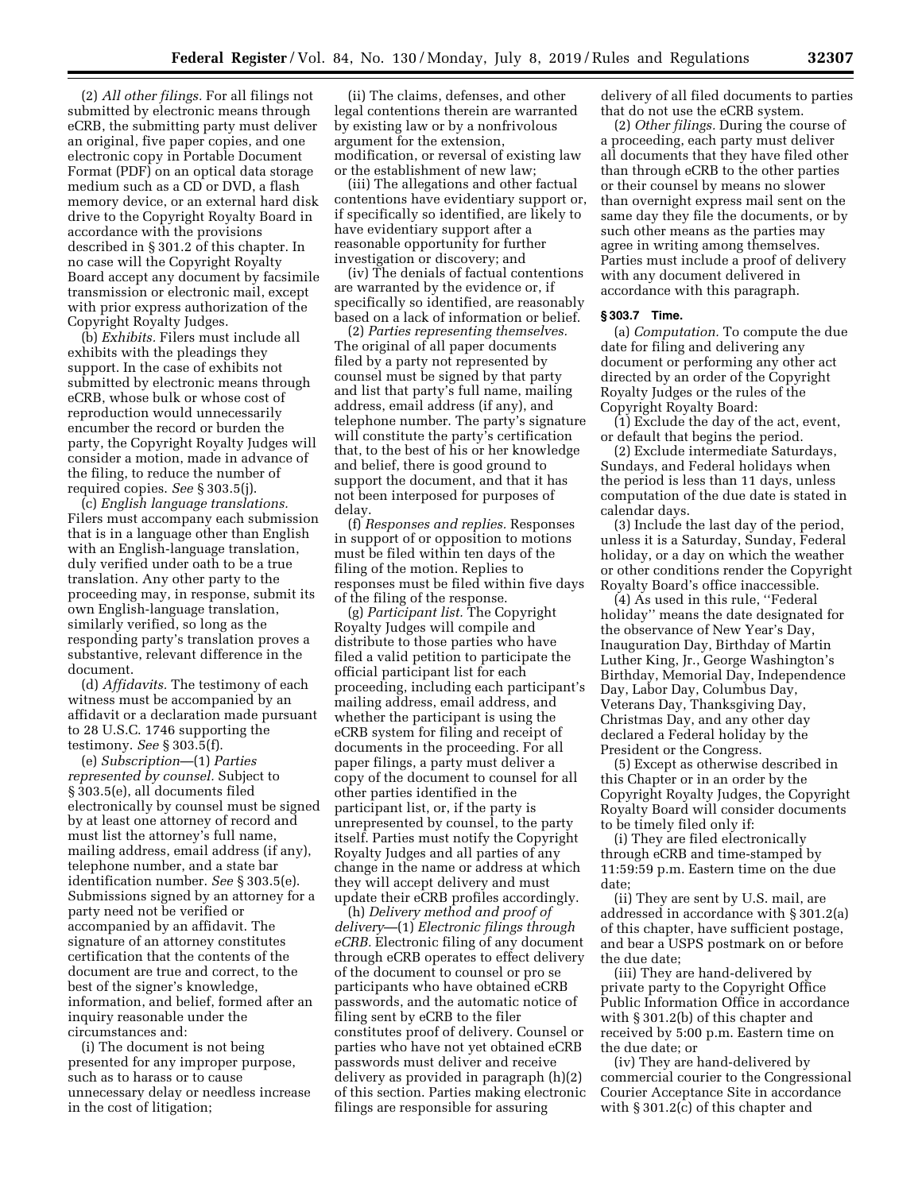(2) *All other filings.* For all filings not submitted by electronic means through eCRB, the submitting party must deliver an original, five paper copies, and one electronic copy in Portable Document Format (PDF) on an optical data storage medium such as a CD or DVD, a flash memory device, or an external hard disk drive to the Copyright Royalty Board in accordance with the provisions described in § 301.2 of this chapter. In no case will the Copyright Royalty Board accept any document by facsimile transmission or electronic mail, except with prior express authorization of the Copyright Royalty Judges.

(b) *Exhibits.* Filers must include all exhibits with the pleadings they support. In the case of exhibits not submitted by electronic means through eCRB, whose bulk or whose cost of reproduction would unnecessarily encumber the record or burden the party, the Copyright Royalty Judges will consider a motion, made in advance of the filing, to reduce the number of required copies. *See* § 303.5(j).

(c) *English language translations.* Filers must accompany each submission that is in a language other than English with an English-language translation, duly verified under oath to be a true translation. Any other party to the proceeding may, in response, submit its own English-language translation, similarly verified, so long as the responding party's translation proves a substantive, relevant difference in the document.

(d) *Affidavits.* The testimony of each witness must be accompanied by an affidavit or a declaration made pursuant to 28 U.S.C. 1746 supporting the testimony. *See* § 303.5(f).

(e) *Subscription*—(1) *Parties represented by counsel.* Subject to § 303.5(e), all documents filed electronically by counsel must be signed by at least one attorney of record and must list the attorney's full name, mailing address, email address (if any), telephone number, and a state bar identification number. *See* § 303.5(e). Submissions signed by an attorney for a party need not be verified or accompanied by an affidavit. The signature of an attorney constitutes certification that the contents of the document are true and correct, to the best of the signer's knowledge, information, and belief, formed after an inquiry reasonable under the circumstances and:

(i) The document is not being presented for any improper purpose, such as to harass or to cause unnecessary delay or needless increase in the cost of litigation;

(ii) The claims, defenses, and other legal contentions therein are warranted by existing law or by a nonfrivolous argument for the extension, modification, or reversal of existing law or the establishment of new law;

(iii) The allegations and other factual contentions have evidentiary support or, if specifically so identified, are likely to have evidentiary support after a reasonable opportunity for further investigation or discovery; and

(iv) The denials of factual contentions are warranted by the evidence or, if specifically so identified, are reasonably based on a lack of information or belief.

(2) *Parties representing themselves.* The original of all paper documents filed by a party not represented by counsel must be signed by that party and list that party's full name, mailing address, email address (if any), and telephone number. The party's signature will constitute the party's certification that, to the best of his or her knowledge and belief, there is good ground to support the document, and that it has not been interposed for purposes of delay.

(f) *Responses and replies.* Responses in support of or opposition to motions must be filed within ten days of the filing of the motion. Replies to responses must be filed within five days of the filing of the response.

(g) *Participant list.* The Copyright Royalty Judges will compile and distribute to those parties who have filed a valid petition to participate the official participant list for each proceeding, including each participant's mailing address, email address, and whether the participant is using the eCRB system for filing and receipt of documents in the proceeding. For all paper filings, a party must deliver a copy of the document to counsel for all other parties identified in the participant list, or, if the party is unrepresented by counsel, to the party itself. Parties must notify the Copyright Royalty Judges and all parties of any change in the name or address at which they will accept delivery and must update their eCRB profiles accordingly.

(h) *Delivery method and proof of delivery*—(1) *Electronic filings through eCRB.* Electronic filing of any document through eCRB operates to effect delivery of the document to counsel or pro se participants who have obtained eCRB passwords, and the automatic notice of filing sent by eCRB to the filer constitutes proof of delivery. Counsel or parties who have not yet obtained eCRB passwords must deliver and receive delivery as provided in paragraph (h)(2) of this section. Parties making electronic filings are responsible for assuring delivery of all filed documents to parties that do not use the eCRB system.

(2) *Other filings.* During the course of a proceeding, each party must deliver all documents that they have filed other than through eCRB to the other parties or their counsel by means no slower than overnight express mail sent on the same day they file the documents, or by such other means as the parties may agree in writing among themselves. Parties must include a proof of delivery with any document delivered in accordance with this paragraph.

**§ 303.7 Time.**

(a) *Computation.* To compute the due date for filing and delivering any document or performing any other act directed by an order of the Copyright Royalty Judges or the rules of the Copyright Royalty Board:

(1) Exclude the day of the act, event, or default that begins the period.

(2) Exclude intermediate Saturdays, Sundays, and Federal holidays when the period is less than 11 days, unless computation of the due date is stated in calendar days.

(3) Include the last day of the period, unless it is a Saturday, Sunday, Federal holiday, or a day on which the weather or other conditions render the Copyright Royalty Board's office inaccessible.

(4) As used in this rule, ''Federal holiday'' means the date designated for the observance of New Year's Day, Inauguration Day, Birthday of Martin Luther King, Jr., George Washington's Birthday, Memorial Day, Independence Day, Labor Day, Columbus Day, Veterans Day, Thanksgiving Day, Christmas Day, and any other day declared a Federal holiday by the President or the Congress.

(5) Except as otherwise described in this Chapter or in an order by the Copyright Royalty Judges, the Copyright Royalty Board will consider documents to be timely filed only if:

(i) They are filed electronically through eCRB and time-stamped by 11:59:59 p.m. Eastern time on the due date;

(ii) They are sent by U.S. mail, are addressed in accordance with § 301.2(a) of this chapter, have sufficient postage, and bear a USPS postmark on or before the due date;

(iii) They are hand-delivered by private party to the Copyright Office Public Information Office in accordance with § 301.2(b) of this chapter and received by 5:00 p.m. Eastern time on the due date; or

(iv) They are hand-delivered by commercial courier to the Congressional Courier Acceptance Site in accordance with § 301.2(c) of this chapter and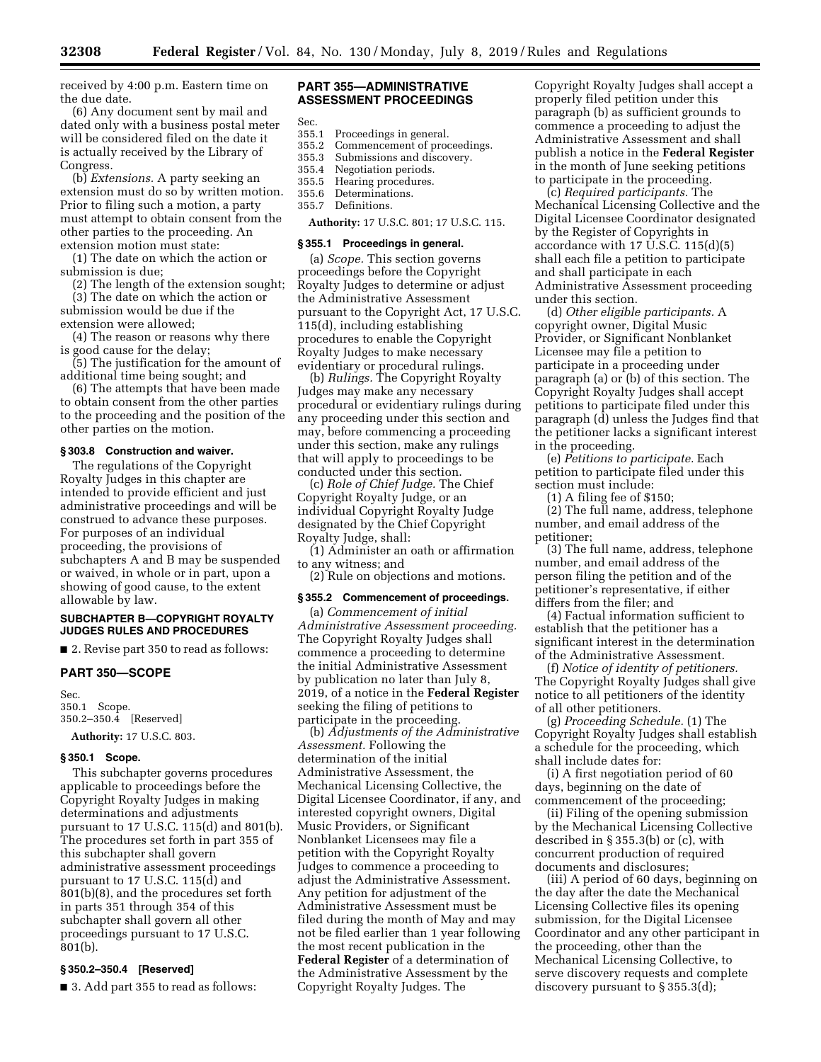received by 4:00 p.m. Eastern time on the due date.

(6) Any document sent by mail and dated only with a business postal meter will be considered filed on the date it is actually received by the Library of Congress.

(b) *Extensions.* A party seeking an extension must do so by written motion. Prior to filing such a motion, a party must attempt to obtain consent from the other parties to the proceeding. An extension motion must state:

(1) The date on which the action or submission is due;

(2) The length of the extension sought;

(3) The date on which the action or submission would be due if the extension were allowed;

(4) The reason or reasons why there is good cause for the delay;

(5) The justification for the amount of additional time being sought; and

(6) The attempts that have been made to obtain consent from the other parties to the proceeding and the position of the other parties on the motion.

**§ 303.8 Construction and waiver.**

The regulations of the Copyright Royalty Judges in this chapter are intended to provide efficient and just administrative proceedings and will be construed to advance these purposes. For purposes of an individual proceeding, the provisions of subchapters A and B may be suspended or waived, in whole or in part, upon a showing of good cause, to the extent allowable by law.

**SUBCHAPTER B—COPYRIGHT ROYALTY JUDGES RULES AND PROCEDURES**

■ 2. Revise part 350 to read as follows:

## PART 350—SCOPE

Sec.
350.1 Scope.
350.2–350.4 [Reserved]

**Authority:** 17 U.S.C. 803.

**§ 350.1 Scope.**

This subchapter governs procedures applicable to proceedings before the Copyright Royalty Judges in making determinations and adjustments pursuant to 17 U.S.C. 115(d) and 801(b). The procedures set forth in part 355 of this subchapter shall govern administrative assessment proceedings pursuant to 17 U.S.C. 115(d) and 801(b)(8), and the procedures set forth in parts 351 through 354 of this subchapter shall govern all other proceedings pursuant to 17 U.S.C. 801(b).

**§ 350.2–350.4 [Reserved]**

■ 3. Add part 355 to read as follows:

## PART 355—ADMINISTRATIVE ASSESSMENT PROCEEDINGS

Sec.
355.1 Proceedings in general.
355.2 Commencement of proceedings.
355.3 Submissions and discovery.
355.4 Negotiation periods.
355.5 Hearing procedures.
355.6 Determinations.
355.7 Definitions.

**Authority:** 17 U.S.C. 801; 17 U.S.C. 115.

**§ 355.1 Proceedings in general.**

(a) *Scope.* This section governs proceedings before the Copyright Royalty Judges to determine or adjust the Administrative Assessment pursuant to the Copyright Act, 17 U.S.C. 115(d), including establishing procedures to enable the Copyright Royalty Judges to make necessary evidentiary or procedural rulings.

(b) *Rulings.* The Copyright Royalty Judges may make any necessary procedural or evidentiary rulings during any proceeding under this section and may, before commencing a proceeding under this section, make any rulings that will apply to proceedings to be conducted under this section.

(c) *Role of Chief Judge.* The Chief Copyright Royalty Judge, or an individual Copyright Royalty Judge designated by the Chief Copyright Royalty Judge, shall:

(1) Administer an oath or affirmation to any witness; and

(2) Rule on objections and motions.

**§ 355.2 Commencement of proceedings.**

(a) *Commencement of initial Administrative Assessment proceeding.* The Copyright Royalty Judges shall commence a proceeding to determine the initial Administrative Assessment by publication no later than July 8, 2019, of a notice in the **Federal Register** seeking the filing of petitions to participate in the proceeding.

(b) *Adjustments of the Administrative Assessment.* Following the determination of the initial Administrative Assessment, the Mechanical Licensing Collective, the Digital Licensee Coordinator, if any, and interested copyright owners, Digital Music Providers, or Significant Nonblanket Licensees may file a petition with the Copyright Royalty Judges to commence a proceeding to adjust the Administrative Assessment. Any petition for adjustment of the Administrative Assessment must be filed during the month of May and may not be filed earlier than 1 year following the most recent publication in the **Federal Register** of a determination of the Administrative Assessment by the Copyright Royalty Judges. The Copyright Royalty Judges shall accept a properly filed petition under this paragraph (b) as sufficient grounds to commence a proceeding to adjust the Administrative Assessment and shall publish a notice in the **Federal Register** in the month of June seeking petitions to participate in the proceeding.

(c) *Required participants.* The Mechanical Licensing Collective and the Digital Licensee Coordinator designated by the Register of Copyrights in accordance with 17 U.S.C. 115(d)(5) shall each file a petition to participate and shall participate in each Administrative Assessment proceeding under this section.

(d) *Other eligible participants.* A copyright owner, Digital Music Provider, or Significant Nonblanket Licensee may file a petition to participate in a proceeding under paragraph (a) or (b) of this section. The Copyright Royalty Judges shall accept petitions to participate filed under this paragraph (d) unless the Judges find that the petitioner lacks a significant interest in the proceeding.

(e) *Petitions to participate.* Each petition to participate filed under this section must include:

(1) A filing fee of $150;

(2) The full name, address, telephone number, and email address of the petitioner;

(3) The full name, address, telephone number, and email address of the person filing the petition and of the petitioner's representative, if either differs from the filer; and

(4) Factual information sufficient to establish that the petitioner has a significant interest in the determination of the Administrative Assessment.

(f) *Notice of identity of petitioners.* The Copyright Royalty Judges shall give notice to all petitioners of the identity of all other petitioners.

(g) *Proceeding Schedule.* (1) The Copyright Royalty Judges shall establish a schedule for the proceeding, which shall include dates for:

(i) A first negotiation period of 60 days, beginning on the date of commencement of the proceeding;

(ii) Filing of the opening submission by the Mechanical Licensing Collective described in § 355.3(b) or (c), with concurrent production of required documents and disclosures;

(iii) A period of 60 days, beginning on the day after the date the Mechanical Licensing Collective files its opening submission, for the Digital Licensee Coordinator and any other participant in the proceeding, other than the Mechanical Licensing Collective, to serve discovery requests and complete discovery pursuant to § 355.3(d);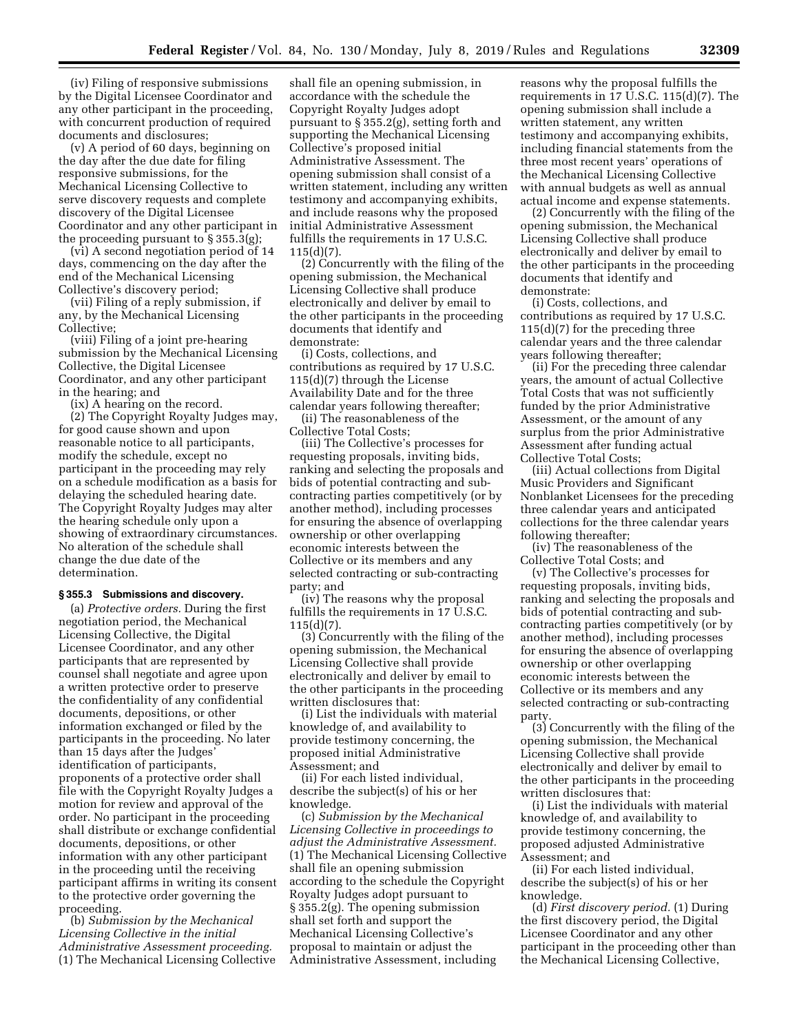(iv) Filing of responsive submissions by the Digital Licensee Coordinator and any other participant in the proceeding, with concurrent production of required documents and disclosures;

(v) A period of 60 days, beginning on the day after the due date for filing responsive submissions, for the Mechanical Licensing Collective to serve discovery requests and complete discovery of the Digital Licensee Coordinator and any other participant in the proceeding pursuant to § 355.3(g);

(vi) A second negotiation period of 14 days, commencing on the day after the end of the Mechanical Licensing Collective's discovery period;

(vii) Filing of a reply submission, if any, by the Mechanical Licensing Collective;

(viii) Filing of a joint pre-hearing submission by the Mechanical Licensing Collective, the Digital Licensee Coordinator, and any other participant in the hearing; and

(ix) A hearing on the record.

(2) The Copyright Royalty Judges may, for good cause shown and upon reasonable notice to all participants, modify the schedule, except no participant in the proceeding may rely on a schedule modification as a basis for delaying the scheduled hearing date. The Copyright Royalty Judges may alter the hearing schedule only upon a showing of extraordinary circumstances. No alteration of the schedule shall change the due date of the determination.

### § 355.3 Submissions and discovery.

(a) *Protective orders.* During the first negotiation period, the Mechanical Licensing Collective, the Digital Licensee Coordinator, and any other participants that are represented by counsel shall negotiate and agree upon a written protective order to preserve the confidentiality of any confidential documents, depositions, or other information exchanged or filed by the participants in the proceeding. No later than 15 days after the Judges' identification of participants, proponents of a protective order shall file with the Copyright Royalty Judges a motion for review and approval of the order. No participant in the proceeding shall distribute or exchange confidential documents, depositions, or other information with any other participant in the proceeding until the receiving participant affirms in writing its consent to the protective order governing the proceeding.

(b) *Submission by the Mechanical Licensing Collective in the initial Administrative Assessment proceeding.* (1) The Mechanical Licensing Collective shall file an opening submission, in accordance with the schedule the Copyright Royalty Judges adopt pursuant to § 355.2(g), setting forth and supporting the Mechanical Licensing Collective's proposed initial Administrative Assessment. The opening submission shall consist of a written statement, including any written testimony and accompanying exhibits, and include reasons why the proposed initial Administrative Assessment fulfills the requirements in 17 U.S.C. 115(d)(7).

(2) Concurrently with the filing of the opening submission, the Mechanical Licensing Collective shall produce electronically and deliver by email to the other participants in the proceeding documents that identify and demonstrate:

(i) Costs, collections, and contributions as required by 17 U.S.C. 115(d)(7) through the License Availability Date and for the three calendar years following thereafter;

(ii) The reasonableness of the Collective Total Costs;

(iii) The Collective's processes for requesting proposals, inviting bids, ranking and selecting the proposals and bids of potential contracting and sub-contracting parties competitively (or by another method), including processes for ensuring the absence of overlapping ownership or other overlapping economic interests between the Collective or its members and any selected contracting or sub-contracting party; and

(iv) The reasons why the proposal fulfills the requirements in 17 U.S.C. 115(d)(7).

(3) Concurrently with the filing of the opening submission, the Mechanical Licensing Collective shall provide electronically and deliver by email to the other participants in the proceeding written disclosures that:

(i) List the individuals with material knowledge of, and availability to provide testimony concerning, the proposed initial Administrative Assessment; and

(ii) For each listed individual, describe the subject(s) of his or her knowledge.

(c) *Submission by the Mechanical Licensing Collective in proceedings to adjust the Administrative Assessment.* (1) The Mechanical Licensing Collective shall file an opening submission according to the schedule the Copyright Royalty Judges adopt pursuant to § 355.2(g). The opening submission shall set forth and support the Mechanical Licensing Collective's proposal to maintain or adjust the Administrative Assessment, including reasons why the proposal fulfills the requirements in 17 U.S.C. 115(d)(7). The opening submission shall include a written statement, any written testimony and accompanying exhibits, including financial statements from the three most recent years' operations of the Mechanical Licensing Collective with annual budgets as well as annual actual income and expense statements.

(2) Concurrently with the filing of the opening submission, the Mechanical Licensing Collective shall produce electronically and deliver by email to the other participants in the proceeding documents that identify and demonstrate:

(i) Costs, collections, and contributions as required by 17 U.S.C. 115(d)(7) for the preceding three calendar years and the three calendar years following thereafter;

(ii) For the preceding three calendar years, the amount of actual Collective Total Costs that was not sufficiently funded by the prior Administrative Assessment, or the amount of any surplus from the prior Administrative Assessment after funding actual Collective Total Costs;

(iii) Actual collections from Digital Music Providers and Significant Nonblanket Licensees for the preceding three calendar years and anticipated collections for the three calendar years following thereafter;

(iv) The reasonableness of the Collective Total Costs; and

(v) The Collective's processes for requesting proposals, inviting bids, ranking and selecting the proposals and bids of potential contracting and sub-contracting parties competitively (or by another method), including processes for ensuring the absence of overlapping ownership or other overlapping economic interests between the Collective or its members and any selected contracting or sub-contracting party.

(3) Concurrently with the filing of the opening submission, the Mechanical Licensing Collective shall provide electronically and deliver by email to the other participants in the proceeding written disclosures that:

(i) List the individuals with material knowledge of, and availability to provide testimony concerning, the proposed adjusted Administrative Assessment; and

(ii) For each listed individual, describe the subject(s) of his or her knowledge.

(d) *First discovery period.* (1) During the first discovery period, the Digital Licensee Coordinator and any other participant in the proceeding other than the Mechanical Licensing Collective,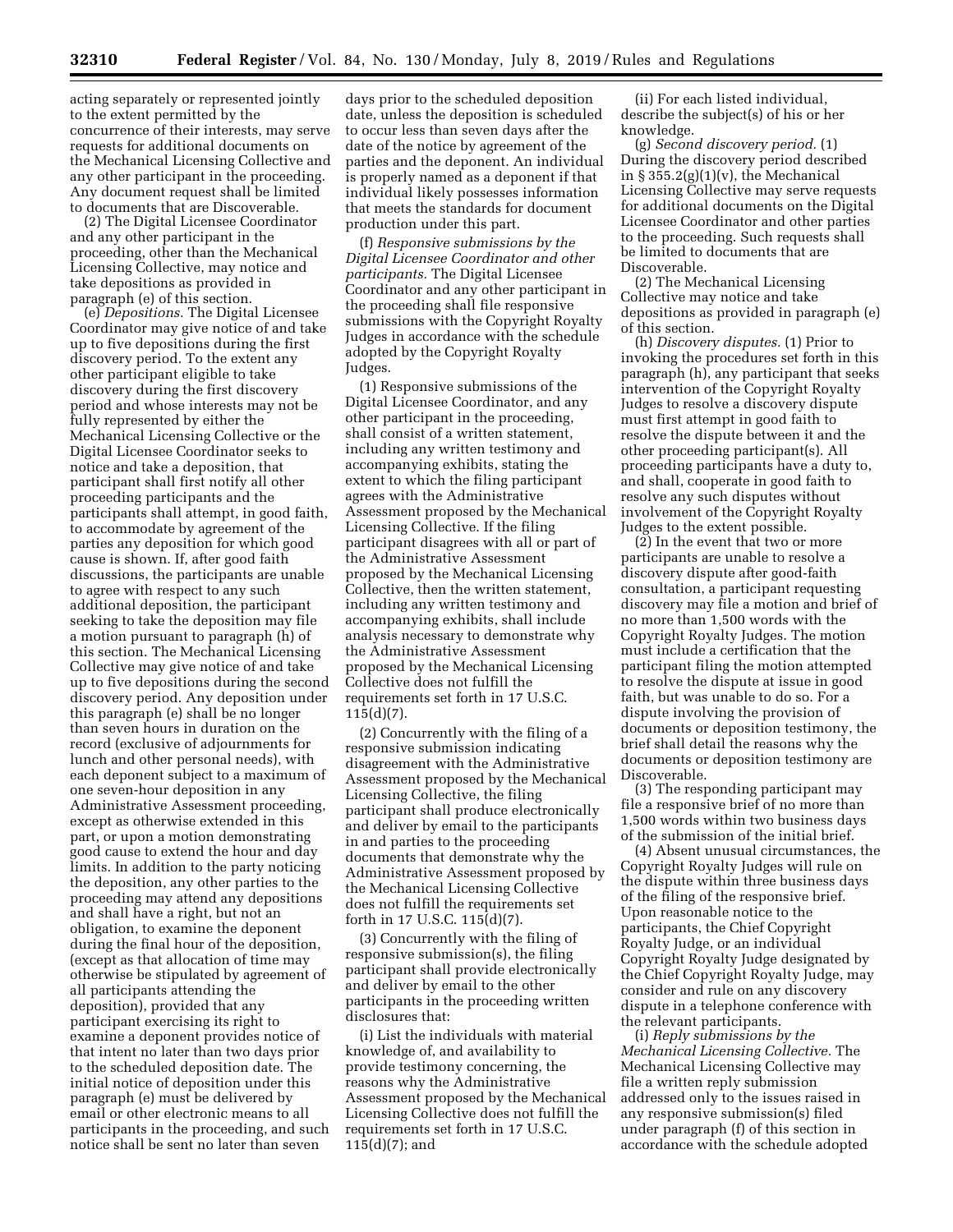acting separately or represented jointly to the extent permitted by the concurrence of their interests, may serve requests for additional documents on the Mechanical Licensing Collective and any other participant in the proceeding. Any document request shall be limited to documents that are Discoverable.

(2) The Digital Licensee Coordinator and any other participant in the proceeding, other than the Mechanical Licensing Collective, may notice and take depositions as provided in paragraph (e) of this section.

(e) *Depositions.* The Digital Licensee Coordinator may give notice of and take up to five depositions during the first discovery period. To the extent any other participant eligible to take discovery during the first discovery period and whose interests may not be fully represented by either the Mechanical Licensing Collective or the Digital Licensee Coordinator seeks to notice and take a deposition, that participant shall first notify all other proceeding participants and the participants shall attempt, in good faith, to accommodate by agreement of the parties any deposition for which good cause is shown. If, after good faith discussions, the participants are unable to agree with respect to any such additional deposition, the participant seeking to take the deposition may file a motion pursuant to paragraph (h) of this section. The Mechanical Licensing Collective may give notice of and take up to five depositions during the second discovery period. Any deposition under this paragraph (e) shall be no longer than seven hours in duration on the record (exclusive of adjournments for lunch and other personal needs), with each deponent subject to a maximum of one seven-hour deposition in any Administrative Assessment proceeding, except as otherwise extended in this part, or upon a motion demonstrating good cause to extend the hour and day limits. In addition to the party noticing the deposition, any other parties to the proceeding may attend any depositions and shall have a right, but not an obligation, to examine the deponent during the final hour of the deposition, (except as that allocation of time may otherwise be stipulated by agreement of all participants attending the deposition), provided that any participant exercising its right to examine a deponent provides notice of that intent no later than two days prior to the scheduled deposition date. The initial notice of deposition under this paragraph (e) must be delivered by email or other electronic means to all participants in the proceeding, and such notice shall be sent no later than seven days prior to the scheduled deposition date, unless the deposition is scheduled to occur less than seven days after the date of the notice by agreement of the parties and the deponent. An individual is properly named as a deponent if that individual likely possesses information that meets the standards for document production under this part.

(f) *Responsive submissions by the Digital Licensee Coordinator and other participants.* The Digital Licensee Coordinator and any other participant in the proceeding shall file responsive submissions with the Copyright Royalty Judges in accordance with the schedule adopted by the Copyright Royalty Judges.

(1) Responsive submissions of the Digital Licensee Coordinator, and any other participant in the proceeding, shall consist of a written statement, including any written testimony and accompanying exhibits, stating the extent to which the filing participant agrees with the Administrative Assessment proposed by the Mechanical Licensing Collective. If the filing participant disagrees with all or part of the Administrative Assessment proposed by the Mechanical Licensing Collective, then the written statement, including any written testimony and accompanying exhibits, shall include analysis necessary to demonstrate why the Administrative Assessment proposed by the Mechanical Licensing Collective does not fulfill the requirements set forth in 17 U.S.C. 115(d)(7).

(2) Concurrently with the filing of a responsive submission indicating disagreement with the Administrative Assessment proposed by the Mechanical Licensing Collective, the filing participant shall produce electronically and deliver by email to the participants in and parties to the proceeding documents that demonstrate why the Administrative Assessment proposed by the Mechanical Licensing Collective does not fulfill the requirements set forth in 17 U.S.C. 115(d)(7).

(3) Concurrently with the filing of responsive submission(s), the filing participant shall provide electronically and deliver by email to the other participants in the proceeding written disclosures that:

(i) List the individuals with material knowledge of, and availability to provide testimony concerning, the reasons why the Administrative Assessment proposed by the Mechanical Licensing Collective does not fulfill the requirements set forth in 17 U.S.C. 115(d)(7); and

(ii) For each listed individual, describe the subject(s) of his or her knowledge.

(g) *Second discovery period.* (1) During the discovery period described in § 355.2(g)(1)(v), the Mechanical Licensing Collective may serve requests for additional documents on the Digital Licensee Coordinator and other parties to the proceeding. Such requests shall be limited to documents that are Discoverable.

(2) The Mechanical Licensing Collective may notice and take depositions as provided in paragraph (e) of this section.

(h) *Discovery disputes.* (1) Prior to invoking the procedures set forth in this paragraph (h), any participant that seeks intervention of the Copyright Royalty Judges to resolve a discovery dispute must first attempt in good faith to resolve the dispute between it and the other proceeding participant(s). All proceeding participants have a duty to, and shall, cooperate in good faith to resolve any such disputes without involvement of the Copyright Royalty Judges to the extent possible.

(2) In the event that two or more participants are unable to resolve a discovery dispute after good-faith consultation, a participant requesting discovery may file a motion and brief of no more than 1,500 words with the Copyright Royalty Judges. The motion must include a certification that the participant filing the motion attempted to resolve the dispute at issue in good faith, but was unable to do so. For a dispute involving the provision of documents or deposition testimony, the brief shall detail the reasons why the documents or deposition testimony are Discoverable.

(3) The responding participant may file a responsive brief of no more than 1,500 words within two business days of the submission of the initial brief.

(4) Absent unusual circumstances, the Copyright Royalty Judges will rule on the dispute within three business days of the filing of the responsive brief. Upon reasonable notice to the participants, the Chief Copyright Royalty Judge, or an individual Copyright Royalty Judge designated by the Chief Copyright Royalty Judge, may consider and rule on any discovery dispute in a telephone conference with the relevant participants.

(i) *Reply submissions by the Mechanical Licensing Collective.* The Mechanical Licensing Collective may file a written reply submission addressed only to the issues raised in any responsive submission(s) filed under paragraph (f) of this section in accordance with the schedule adopted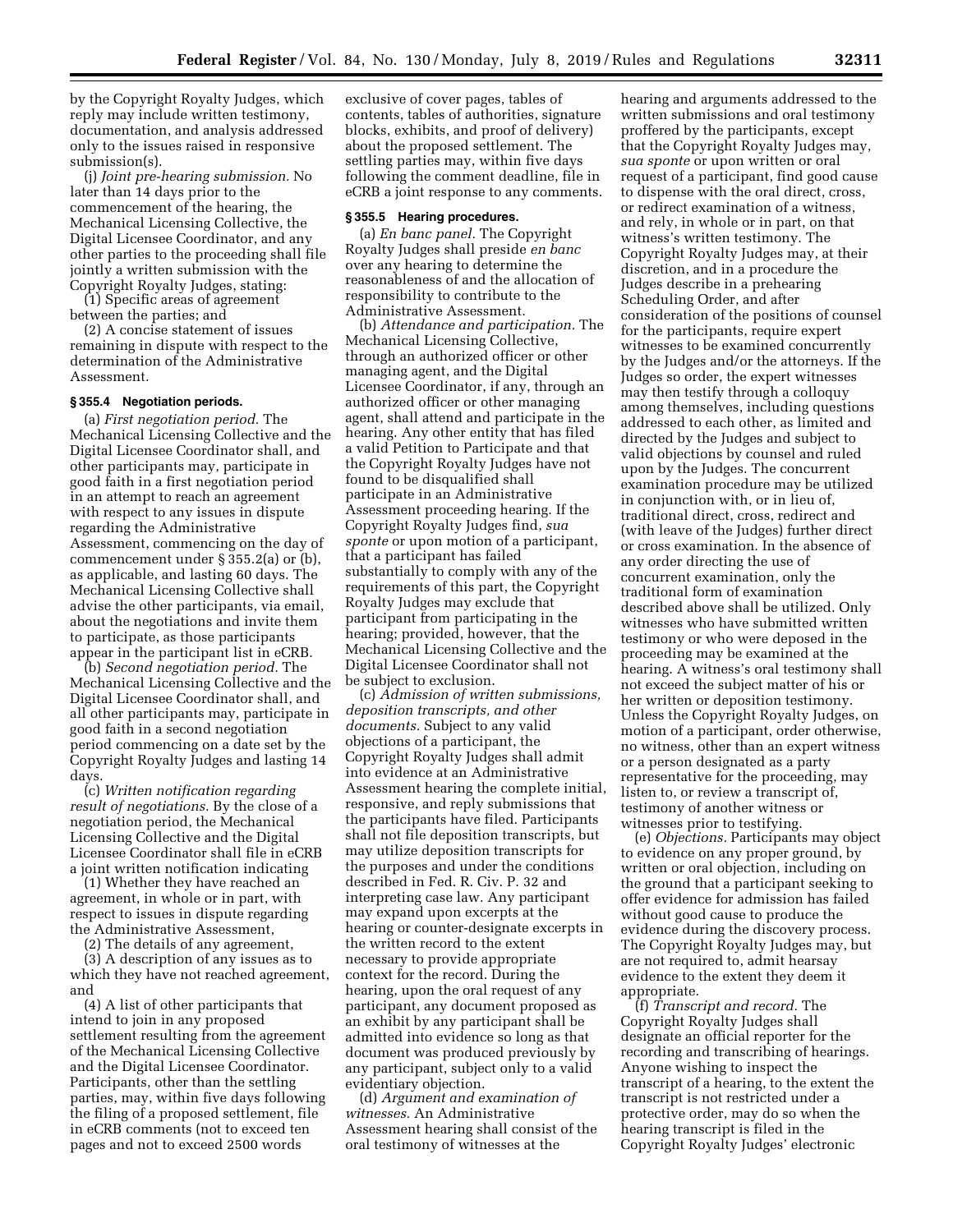by the Copyright Royalty Judges, which reply may include written testimony, documentation, and analysis addressed only to the issues raised in responsive submission(s).

(j) *Joint pre-hearing submission.* No later than 14 days prior to the commencement of the hearing, the Mechanical Licensing Collective, the Digital Licensee Coordinator, and any other parties to the proceeding shall file jointly a written submission with the Copyright Royalty Judges, stating:

(1) Specific areas of agreement between the parties; and

(2) A concise statement of issues remaining in dispute with respect to the determination of the Administrative Assessment.

### § 355.4 Negotiation periods.

(a) *First negotiation period.* The Mechanical Licensing Collective and the Digital Licensee Coordinator shall, and other participants may, participate in good faith in a first negotiation period in an attempt to reach an agreement with respect to any issues in dispute regarding the Administrative Assessment, commencing on the day of commencement under § 355.2(a) or (b), as applicable, and lasting 60 days. The Mechanical Licensing Collective shall advise the other participants, via email, about the negotiations and invite them to participate, as those participants appear in the participant list in eCRB.

(b) *Second negotiation period.* The Mechanical Licensing Collective and the Digital Licensee Coordinator shall, and all other participants may, participate in good faith in a second negotiation period commencing on a date set by the Copyright Royalty Judges and lasting 14 days.

(c) *Written notification regarding result of negotiations.* By the close of a negotiation period, the Mechanical Licensing Collective and the Digital Licensee Coordinator shall file in eCRB a joint written notification indicating

(1) Whether they have reached an agreement, in whole or in part, with respect to issues in dispute regarding the Administrative Assessment,

(2) The details of any agreement,

(3) A description of any issues as to which they have not reached agreement, and

(4) A list of other participants that intend to join in any proposed settlement resulting from the agreement of the Mechanical Licensing Collective and the Digital Licensee Coordinator. Participants, other than the settling parties, may, within five days following the filing of a proposed settlement, file in eCRB comments (not to exceed ten pages and not to exceed 2500 words exclusive of cover pages, tables of contents, tables of authorities, signature blocks, exhibits, and proof of delivery) about the proposed settlement. The settling parties may, within five days following the comment deadline, file in eCRB a joint response to any comments.

### § 355.5 Hearing procedures.

(a) *En banc panel.* The Copyright Royalty Judges shall preside *en banc* over any hearing to determine the reasonableness of and the allocation of responsibility to contribute to the Administrative Assessment.

(b) *Attendance and participation.* The Mechanical Licensing Collective, through an authorized officer or other managing agent, and the Digital Licensee Coordinator, if any, through an authorized officer or other managing agent, shall attend and participate in the hearing. Any other entity that has filed a valid Petition to Participate and that the Copyright Royalty Judges have not found to be disqualified shall participate in an Administrative Assessment proceeding hearing. If the Copyright Royalty Judges find, *sua sponte* or upon motion of a participant, that a participant has failed substantially to comply with any of the requirements of this part, the Copyright Royalty Judges may exclude that participant from participating in the hearing; provided, however, that the Mechanical Licensing Collective and the Digital Licensee Coordinator shall not be subject to exclusion.

(c) *Admission of written submissions, deposition transcripts, and other documents.* Subject to any valid objections of a participant, the Copyright Royalty Judges shall admit into evidence at an Administrative Assessment hearing the complete initial, responsive, and reply submissions that the participants have filed. Participants shall not file deposition transcripts, but may utilize deposition transcripts for the purposes and under the conditions described in Fed. R. Civ. P. 32 and interpreting case law. Any participant may expand upon excerpts at the hearing or counter-designate excerpts in the written record to the extent necessary to provide appropriate context for the record. During the hearing, upon the oral request of any participant, any document proposed as an exhibit by any participant shall be admitted into evidence so long as that document was produced previously by any participant, subject only to a valid evidentiary objection.

(d) *Argument and examination of witnesses.* An Administrative Assessment hearing shall consist of the oral testimony of witnesses at the hearing and arguments addressed to the written submissions and oral testimony proffered by the participants, except that the Copyright Royalty Judges may, *sua sponte* or upon written or oral request of a participant, find good cause to dispense with the oral direct, cross, or redirect examination of a witness, and rely, in whole or in part, on that witness's written testimony. The Copyright Royalty Judges may, at their discretion, and in a procedure the Judges describe in a prehearing Scheduling Order, and after consideration of the positions of counsel for the participants, require expert witnesses to be examined concurrently by the Judges and/or the attorneys. If the Judges so order, the expert witnesses may then testify through a colloquy among themselves, including questions addressed to each other, as limited and directed by the Judges and subject to valid objections by counsel and ruled upon by the Judges. The concurrent examination procedure may be utilized in conjunction with, or in lieu of, traditional direct, cross, redirect and (with leave of the Judges) further direct or cross examination. In the absence of any order directing the use of concurrent examination, only the traditional form of examination described above shall be utilized. Only witnesses who have submitted written testimony or who were deposed in the proceeding may be examined at the hearing. A witness's oral testimony shall not exceed the subject matter of his or her written or deposition testimony. Unless the Copyright Royalty Judges, on motion of a participant, order otherwise, no witness, other than an expert witness or a person designated as a party representative for the proceeding, may listen to, or review a transcript of, testimony of another witness or witnesses prior to testifying.

(e) *Objections.* Participants may object to evidence on any proper ground, by written or oral objection, including on the ground that a participant seeking to offer evidence for admission has failed without good cause to produce the evidence during the discovery process. The Copyright Royalty Judges may, but are not required to, admit hearsay evidence to the extent they deem it appropriate.

(f) *Transcript and record.* The Copyright Royalty Judges shall designate an official reporter for the recording and transcribing of hearings. Anyone wishing to inspect the transcript of a hearing, to the extent the transcript is not restricted under a protective order, may do so when the hearing transcript is filed in the Copyright Royalty Judges' electronic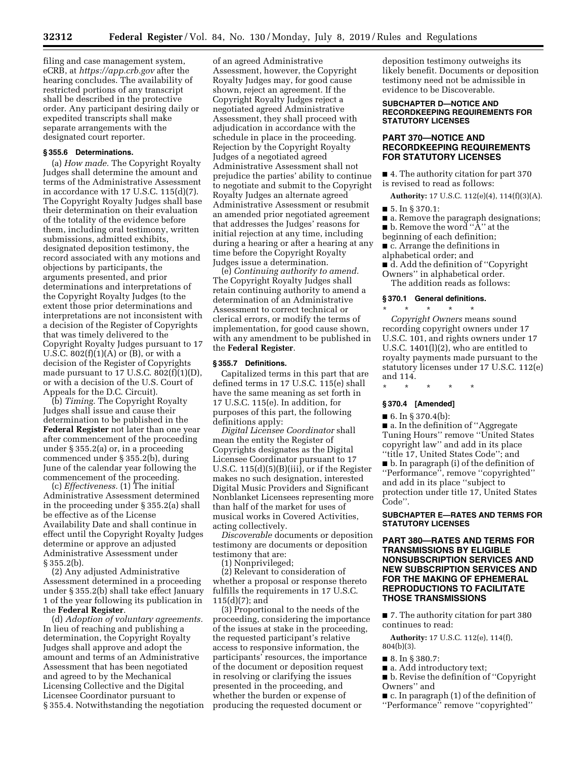filing and case management system, eCRB, at *https://app.crb.gov* after the hearing concludes. The availability of restricted portions of any transcript shall be described in the protective order. Any participant desiring daily or expedited transcripts shall make separate arrangements with the designated court reporter.

### § 355.6 Determinations.

(a) *How made.* The Copyright Royalty Judges shall determine the amount and terms of the Administrative Assessment in accordance with 17 U.S.C. 115(d)(7). The Copyright Royalty Judges shall base their determination on their evaluation of the totality of the evidence before them, including oral testimony, written submissions, admitted exhibits, designated deposition testimony, the record associated with any motions and objections by participants, the arguments presented, and prior determinations and interpretations of the Copyright Royalty Judges (to the extent those prior determinations and interpretations are not inconsistent with a decision of the Register of Copyrights that was timely delivered to the Copyright Royalty Judges pursuant to 17 U.S.C. 802(f)(1)(A) or (B), or with a decision of the Register of Copyrights made pursuant to 17 U.S.C. 802(f)(1)(D), or with a decision of the U.S. Court of Appeals for the D.C. Circuit).

(b) *Timing.* The Copyright Royalty Judges shall issue and cause their determination to be published in the **Federal Register** not later than one year after commencement of the proceeding under § 355.2(a) or, in a proceeding commenced under § 355.2(b), during June of the calendar year following the commencement of the proceeding.

(c) *Effectiveness.* (1) The initial Administrative Assessment determined in the proceeding under § 355.2(a) shall be effective as of the License Availability Date and shall continue in effect until the Copyright Royalty Judges determine or approve an adjusted Administrative Assessment under § 355.2(b).

(2) Any adjusted Administrative Assessment determined in a proceeding under § 355.2(b) shall take effect January 1 of the year following its publication in the **Federal Register**.

(d) *Adoption of voluntary agreements.* In lieu of reaching and publishing a determination, the Copyright Royalty Judges shall approve and adopt the amount and terms of an Administrative Assessment that has been negotiated and agreed to by the Mechanical Licensing Collective and the Digital Licensee Coordinator pursuant to § 355.4. Notwithstanding the negotiation of an agreed Administrative Assessment, however, the Copyright Royalty Judges may, for good cause shown, reject an agreement. If the Copyright Royalty Judges reject a negotiated agreed Administrative Assessment, they shall proceed with adjudication in accordance with the schedule in place in the proceeding. Rejection by the Copyright Royalty Judges of a negotiated agreed Administrative Assessment shall not prejudice the parties' ability to continue to negotiate and submit to the Copyright Royalty Judges an alternate agreed Administrative Assessment or resubmit an amended prior negotiated agreement that addresses the Judges' reasons for initial rejection at any time, including during a hearing or after a hearing at any time before the Copyright Royalty Judges issue a determination.

(e) *Continuing authority to amend.* The Copyright Royalty Judges shall retain continuing authority to amend a determination of an Administrative Assessment to correct technical or clerical errors, or modify the terms of implementation, for good cause shown, with any amendment to be published in the **Federal Register**.

### § 355.7 Definitions.

Capitalized terms in this part that are defined terms in 17 U.S.C. 115(e) shall have the same meaning as set forth in 17 U.S.C. 115(e). In addition, for purposes of this part, the following definitions apply:

*Digital Licensee Coordinator* shall mean the entity the Register of Copyrights designates as the Digital Licensee Coordinator pursuant to 17 U.S.C. 115(d)(5)(B)(iii), or if the Register makes no such designation, interested Digital Music Providers and Significant Nonblanket Licensees representing more than half of the market for uses of musical works in Covered Activities, acting collectively.

*Discoverable* documents or deposition testimony are documents or deposition testimony that are:

(1) Nonprivileged;

(2) Relevant to consideration of whether a proposal or response thereto fulfills the requirements in 17 U.S.C. 115(d)(7); and

(3) Proportional to the needs of the proceeding, considering the importance of the issues at stake in the proceeding, the requested participant's relative access to responsive information, the participants' resources, the importance of the document or deposition request in resolving or clarifying the issues presented in the proceeding, and whether the burden or expense of producing the requested document or deposition testimony outweighs its likely benefit. Documents or deposition testimony need not be admissible in evidence to be Discoverable.

## SUBCHAPTER D—NOTICE AND RECORDKEEPING REQUIREMENTS FOR STATUTORY LICENSES

## PART 370—NOTICE AND RECORDKEEPING REQUIREMENTS FOR STATUTORY LICENSES

■ 4. The authority citation for part 370 is revised to read as follows:

**Authority:** 17 U.S.C. 112(e)(4), 114(f)(3)(A).

■ 5. In § 370.1:

■ a. Remove the paragraph designations;

■ b. Remove the word "A" at the beginning of each definition;

■ c. Arrange the definitions in alphabetical order; and

■ d. Add the definition of "Copyright Owners" in alphabetical order.

The addition reads as follows:

### § 370.1 General definitions.

\* \* \* \* \*

*Copyright Owners* means sound recording copyright owners under 17 U.S.C. 101, and rights owners under 17 U.S.C. 1401(l)(2), who are entitled to royalty payments made pursuant to the statutory licenses under 17 U.S.C. 112(e) and 114.

\* \* \* \* \*

### § 370.4 [Amended]

■ 6. In § 370.4(b):

■ a. In the definition of "Aggregate Tuning Hours" remove "United States copyright law" and add in its place "title 17, United States Code"; and

■ b. In paragraph (i) of the definition of "Performance", remove "copyrighted" and add in its place "subject to protection under title 17, United States Code".

## SUBCHAPTER E—RATES AND TERMS FOR STATUTORY LICENSES

## PART 380—RATES AND TERMS FOR TRANSMISSIONS BY ELIGIBLE NONSUBSCRIPTION SERVICES AND NEW SUBSCRIPTION SERVICES AND FOR THE MAKING OF EPHEMERAL REPRODUCTIONS TO FACILITATE THOSE TRANSMISSIONS

■ 7. The authority citation for part 380 continues to read:

**Authority:** 17 U.S.C. 112(e), 114(f), 804(b)(3).

■ 8. In § 380.7:

■ a. Add introductory text;

■ b. Revise the definition of "Copyright Owners" and

■ c. In paragraph (1) of the definition of "Performance" remove "copyrighted"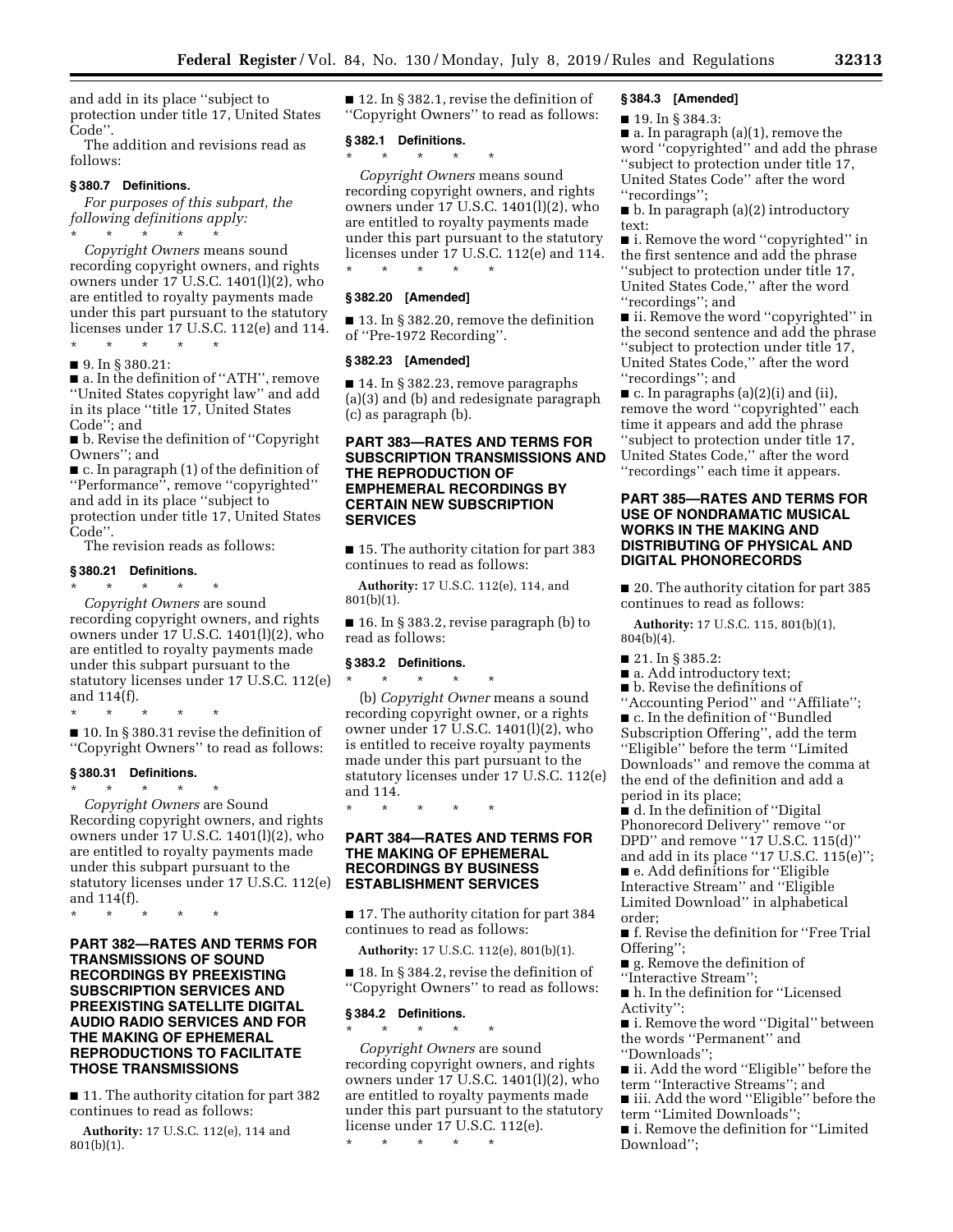and add in its place ''subject to protection under title 17, United States Code''.

The addition and revisions read as follows:

**§ 380.7 Definitions.**

*For purposes of this subpart, the following definitions apply:*

\* \* \* \* \*

*Copyright Owners* means sound recording copyright owners, and rights owners under 17 U.S.C. 1401(l)(2), who are entitled to royalty payments made under this part pursuant to the statutory licenses under 17 U.S.C. 112(e) and 114.

\* \* \* \* \*

■ 9. In § 380.21:

■ a. In the definition of ''ATH'', remove ''United States copyright law'' and add in its place ''title 17, United States Code''; and

■ b. Revise the definition of ''Copyright Owners''; and

■ c. In paragraph (1) of the definition of ''Performance'', remove ''copyrighted'' and add in its place ''subject to protection under title 17, United States Code''.

The revision reads as follows:

**§ 380.21 Definitions.**

\* \* \* \* \*

*Copyright Owners* are sound recording copyright owners, and rights owners under 17 U.S.C. 1401(l)(2), who are entitled to royalty payments made under this subpart pursuant to the statutory licenses under 17 U.S.C. 112(e) and 114(f).

\* \* \* \* \*

■ 10. In § 380.31 revise the definition of ''Copyright Owners'' to read as follows:

**§ 380.31 Definitions.**

\* \* \* \* \*

*Copyright Owners* are Sound Recording copyright owners, and rights owners under 17 U.S.C. 1401(l)(2), who are entitled to royalty payments made under this subpart pursuant to the statutory licenses under 17 U.S.C. 112(e) and 114(f).

\* \* \* \* \*

## PART 382—RATES AND TERMS FOR TRANSMISSIONS OF SOUND RECORDINGS BY PREEXISTING SUBSCRIPTION SERVICES AND PREEXISTING SATELLITE DIGITAL AUDIO RADIO SERVICES AND FOR THE MAKING OF EPHEMERAL REPRODUCTIONS TO FACILITATE THOSE TRANSMISSIONS

■ 11. The authority citation for part 382 continues to read as follows:

**Authority:** 17 U.S.C. 112(e), 114 and 801(b)(1).

■ 12. In § 382.1, revise the definition of ''Copyright Owners'' to read as follows:

**§ 382.1 Definitions.**

\* \* \* \* \*

*Copyright Owners* means sound recording copyright owners, and rights owners under 17 U.S.C. 1401(l)(2), who are entitled to royalty payments made under this part pursuant to the statutory licenses under 17 U.S.C. 112(e) and 114.

\* \* \* \* \*

**§ 382.20 [Amended]**

■ 13. In § 382.20, remove the definition of ''Pre-1972 Recording''.

**§ 382.23 [Amended]**

■ 14. In § 382.23, remove paragraphs (a)(3) and (b) and redesignate paragraph (c) as paragraph (b).

## PART 383—RATES AND TERMS FOR SUBSCRIPTION TRANSMISSIONS AND THE REPRODUCTION OF EMPHEMERAL RECORDINGS BY CERTAIN NEW SUBSCRIPTION SERVICES

■ 15. The authority citation for part 383 continues to read as follows:

**Authority:** 17 U.S.C. 112(e), 114, and 801(b)(1).

■ 16. In § 383.2, revise paragraph (b) to read as follows:

**§ 383.2 Definitions.**

\* \* \* \* \*

(b) *Copyright Owner* means a sound recording copyright owner, or a rights owner under 17 U.S.C. 1401(l)(2), who is entitled to receive royalty payments made under this part pursuant to the statutory licenses under 17 U.S.C. 112(e) and 114.

\* \* \* \* \*

## PART 384—RATES AND TERMS FOR THE MAKING OF EPHEMERAL RECORDINGS BY BUSINESS ESTABLISHMENT SERVICES

■ 17. The authority citation for part 384 continues to read as follows:

**Authority:** 17 U.S.C. 112(e), 801(b)(1).

■ 18. In § 384.2, revise the definition of ''Copyright Owners'' to read as follows:

**§ 384.2 Definitions.**

\* \* \* \* \*

*Copyright Owners* are sound recording copyright owners, and rights owners under 17 U.S.C. 1401(l)(2), who are entitled to royalty payments made under this part pursuant to the statutory license under 17 U.S.C. 112(e).

\* \* \* \* \*

**§ 384.3 [Amended]**

■ 19. In § 384.3:

■ a. In paragraph (a)(1), remove the word ''copyrighted'' and add the phrase ''subject to protection under title 17, United States Code'' after the word ''recordings'';

■ b. In paragraph (a)(2) introductory text:

■ i. Remove the word ''copyrighted'' in the first sentence and add the phrase ''subject to protection under title 17, United States Code,'' after the word ''recordings''; and

■ ii. Remove the word ''copyrighted'' in the second sentence and add the phrase ''subject to protection under title 17, United States Code,'' after the word ''recordings''; and

■ c. In paragraphs (a)(2)(i) and (ii), remove the word ''copyrighted'' each time it appears and add the phrase ''subject to protection under title 17, United States Code,'' after the word ''recordings'' each time it appears.

## PART 385—RATES AND TERMS FOR USE OF NONDRAMATIC MUSICAL WORKS IN THE MAKING AND DISTRIBUTING OF PHYSICAL AND DIGITAL PHONORECORDS

■ 20. The authority citation for part 385 continues to read as follows:

**Authority:** 17 U.S.C. 115, 801(b)(1), 804(b)(4).

■ 21. In § 385.2:

■ a. Add introductory text;

■ b. Revise the definitions of ''Accounting Period'' and ''Affiliate'';

■ c. In the definition of ''Bundled Subscription Offering'', add the term ''Eligible'' before the term ''Limited Downloads'' and remove the comma at the end of the definition and add a period in its place;

■ d. In the definition of ''Digital Phonorecord Delivery'' remove ''or DPD'' and remove ''17 U.S.C. 115(d)'' and add in its place ''17 U.S.C. 115(e)'';

■ e. Add definitions for ''Eligible Interactive Stream'' and ''Eligible Limited Download'' in alphabetical order;

■ f. Revise the definition for ''Free Trial Offering'';

■ g. Remove the definition of ''Interactive Stream'';

■ h. In the definition for ''Licensed Activity'':

■ i. Remove the word ''Digital'' between the words ''Permanent'' and ''Downloads'';

■ ii. Add the word ''Eligible'' before the term ''Interactive Streams''; and

■ iii. Add the word ''Eligible'' before the term ''Limited Downloads'';

■ i. Remove the definition for ''Limited Download'';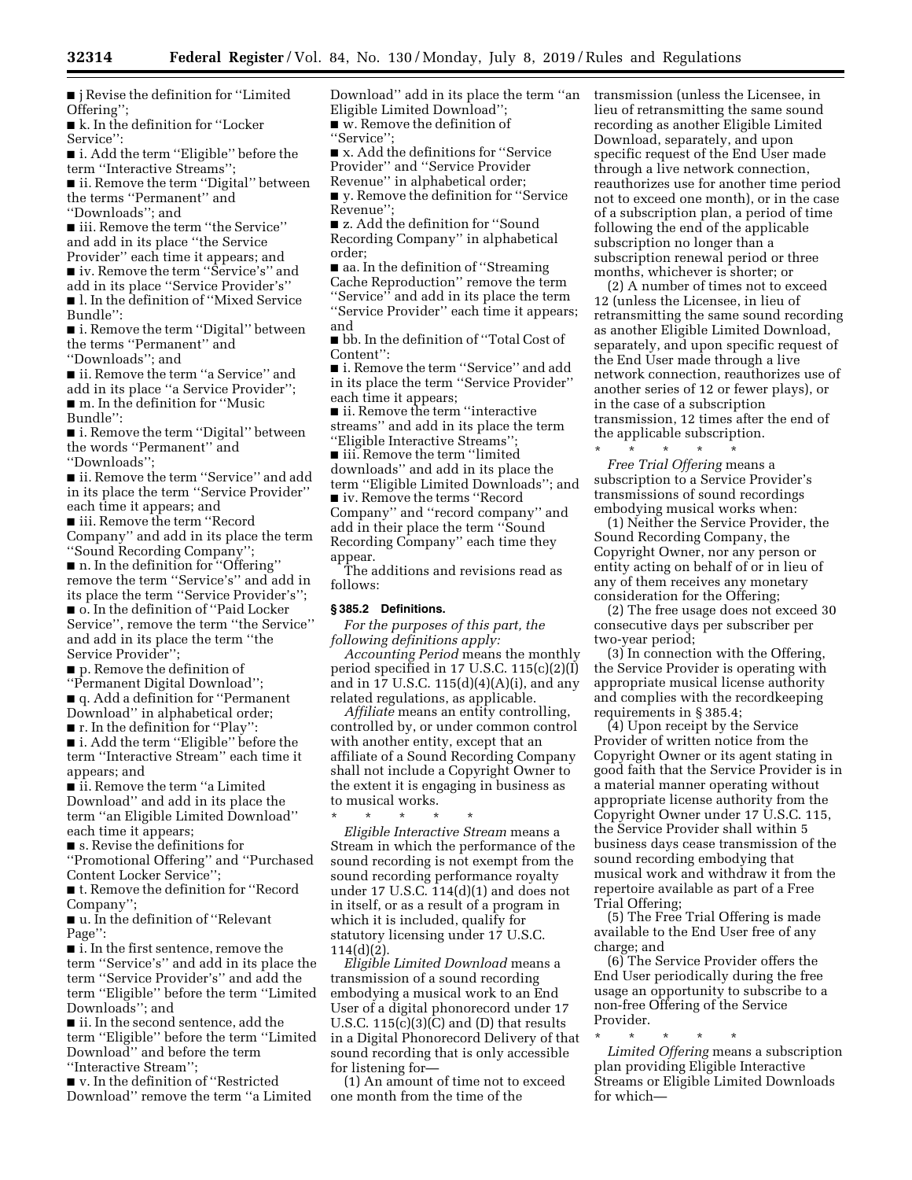■ j Revise the definition for "Limited Offering";

■ k. In the definition for "Locker Service":

■ i. Add the term "Eligible" before the term "Interactive Streams";

■ ii. Remove the term "Digital" between the terms "Permanent" and "Downloads"; and

■ iii. Remove the term "the Service" and add in its place "the Service Provider" each time it appears; and

■ iv. Remove the term "Service's" and add in its place "Service Provider's"

■ l. In the definition of "Mixed Service Bundle":

■ i. Remove the term "Digital" between the terms "Permanent" and "Downloads"; and

■ ii. Remove the term "a Service" and add in its place "a Service Provider";

■ m. In the definition for "Music Bundle":

■ i. Remove the term "Digital" between the words "Permanent" and "Downloads";

■ ii. Remove the term "Service" and add in its place the term "Service Provider" each time it appears; and

■ iii. Remove the term "Record Company" and add in its place the term "Sound Recording Company";

■ n. In the definition for "Offering" remove the term "Service's" and add in its place the term "Service Provider's";

■ o. In the definition of "Paid Locker Service", remove the term "the Service" and add in its place the term "the Service Provider";

■ p. Remove the definition of "Permanent Digital Download";

■ q. Add a definition for "Permanent Download" in alphabetical order;

■ r. In the definition for "Play":

■ i. Add the term "Eligible" before the term "Interactive Stream" each time it appears; and

■ ii. Remove the term "a Limited Download" and add in its place the term "an Eligible Limited Download" each time it appears;

■ s. Revise the definitions for "Promotional Offering" and "Purchased Content Locker Service";

■ t. Remove the definition for "Record Company";

■ u. In the definition of "Relevant Page":

■ i. In the first sentence, remove the term "Service's" and add in its place the term "Service Provider's" and add the term "Eligible" before the term "Limited Downloads"; and

■ ii. In the second sentence, add the term "Eligible" before the term "Limited Download" and before the term "Interactive Stream";

■ v. In the definition of "Restricted Download" remove the term "a Limited Download" add in its place the term "an Eligible Limited Download";

■ w. Remove the definition of "Service";

■ x. Add the definitions for "Service Provider" and "Service Provider Revenue" in alphabetical order;

■ y. Remove the definition for "Service Revenue";

■ z. Add the definition for "Sound Recording Company" in alphabetical order;

■ aa. In the definition of "Streaming Cache Reproduction" remove the term "Service" and add in its place the term "Service Provider" each time it appears; and

■ bb. In the definition of "Total Cost of Content":

■ i. Remove the term "Service" and add in its place the term "Service Provider" each time it appears;

■ ii. Remove the term "interactive streams" and add in its place the term "Eligible Interactive Streams";

■ iii. Remove the term "limited downloads" and add in its place the term "Eligible Limited Downloads"; and

■ iv. Remove the terms "Record Company" and "record company" and add in their place the term "Sound Recording Company" each time they appear.

The additions and revisions read as follows:

### § 385.2 Definitions.

*For the purposes of this part, the following definitions apply:*

*Accounting Period* means the monthly period specified in 17 U.S.C. 115(c)(2)(I) and in 17 U.S.C. 115(d)(4)(A)(i), and any related regulations, as applicable.

*Affiliate* means an entity controlling, controlled by, or under common control with another entity, except that an affiliate of a Sound Recording Company shall not include a Copyright Owner to the extent it is engaging in business as to musical works.

\* \* \* \* \*

*Eligible Interactive Stream* means a Stream in which the performance of the sound recording is not exempt from the sound recording performance royalty under 17 U.S.C. 114(d)(1) and does not in itself, or as a result of a program in which it is included, qualify for statutory licensing under 17 U.S.C. 114(d)(2).

*Eligible Limited Download* means a transmission of a sound recording embodying a musical work to an End User of a digital phonorecord under 17 U.S.C. 115(c)(3)(C) and (D) that results in a Digital Phonorecord Delivery of that sound recording that is only accessible for listening for—

(1) An amount of time not to exceed one month from the time of the transmission (unless the Licensee, in lieu of retransmitting the same sound recording as another Eligible Limited Download, separately, and upon specific request of the End User made through a live network connection, reauthorizes use for another time period not to exceed one month), or in the case of a subscription plan, a period of time following the end of the applicable subscription no longer than a subscription renewal period or three months, whichever is shorter; or

(2) A number of times not to exceed 12 (unless the Licensee, in lieu of retransmitting the same sound recording as another Eligible Limited Download, separately, and upon specific request of the End User made through a live network connection, reauthorizes use of another series of 12 or fewer plays), or in the case of a subscription transmission, 12 times after the end of the applicable subscription.

\* \* \* \* \*

*Free Trial Offering* means a subscription to a Service Provider's transmissions of sound recordings embodying musical works when:

(1) Neither the Service Provider, the Sound Recording Company, the Copyright Owner, nor any person or entity acting on behalf of or in lieu of any of them receives any monetary consideration for the Offering;

(2) The free usage does not exceed 30 consecutive days per subscriber per two-year period;

(3) In connection with the Offering, the Service Provider is operating with appropriate musical license authority and complies with the recordkeeping requirements in § 385.4;

(4) Upon receipt by the Service Provider of written notice from the Copyright Owner or its agent stating in good faith that the Service Provider is in a material manner operating without appropriate license authority from the Copyright Owner under 17 U.S.C. 115, the Service Provider shall within 5 business days cease transmission of the sound recording embodying that musical work and withdraw it from the repertoire available as part of a Free Trial Offering;

(5) The Free Trial Offering is made available to the End User free of any charge; and

(6) The Service Provider offers the End User periodically during the free usage an opportunity to subscribe to a non-free Offering of the Service Provider.

\* \* \* \* \*

*Limited Offering* means a subscription plan providing Eligible Interactive Streams or Eligible Limited Downloads for which—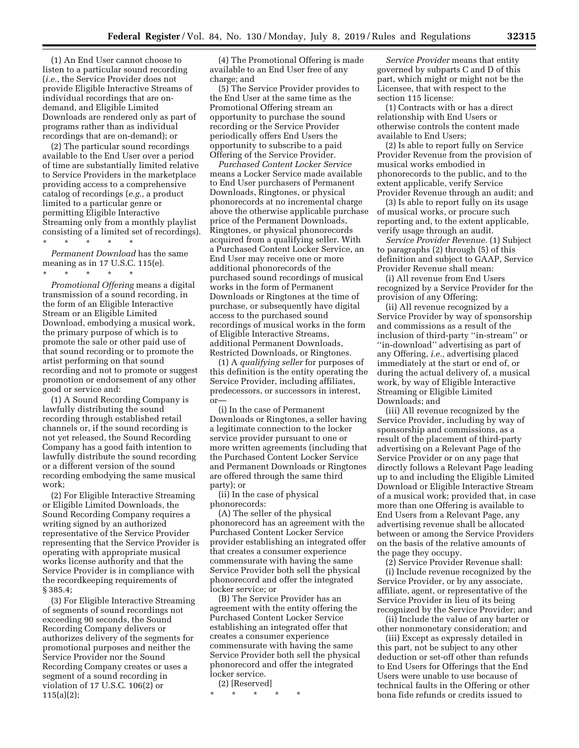(1) An End User cannot choose to listen to a particular sound recording (*i.e.,* the Service Provider does not provide Eligible Interactive Streams of individual recordings that are on-demand, and Eligible Limited Downloads are rendered only as part of programs rather than as individual recordings that are on-demand); or

(2) The particular sound recordings available to the End User over a period of time are substantially limited relative to Service Providers in the marketplace providing access to a comprehensive catalog of recordings (*e.g.,* a product limited to a particular genre or permitting Eligible Interactive Streaming only from a monthly playlist consisting of a limited set of recordings).

\* \* \* \* \*

*Permanent Download* has the same meaning as in 17 U.S.C. 115(e).

\* \* \* \* \*

*Promotional Offering* means a digital transmission of a sound recording, in the form of an Eligible Interactive Stream or an Eligible Limited Download, embodying a musical work, the primary purpose of which is to promote the sale or other paid use of that sound recording or to promote the artist performing on that sound recording and not to promote or suggest promotion or endorsement of any other good or service and:

(1) A Sound Recording Company is lawfully distributing the sound recording through established retail channels or, if the sound recording is not yet released, the Sound Recording Company has a good faith intention to lawfully distribute the sound recording or a different version of the sound recording embodying the same musical work;

(2) For Eligible Interactive Streaming or Eligible Limited Downloads, the Sound Recording Company requires a writing signed by an authorized representative of the Service Provider representing that the Service Provider is operating with appropriate musical works license authority and that the Service Provider is in compliance with the recordkeeping requirements of § 385.4;

(3) For Eligible Interactive Streaming of segments of sound recordings not exceeding 90 seconds, the Sound Recording Company delivers or authorizes delivery of the segments for promotional purposes and neither the Service Provider nor the Sound Recording Company creates or uses a segment of a sound recording in violation of 17 U.S.C. 106(2) or 115(a)(2);

(4) The Promotional Offering is made available to an End User free of any charge; and

(5) The Service Provider provides to the End User at the same time as the Promotional Offering stream an opportunity to purchase the sound recording or the Service Provider periodically offers End Users the opportunity to subscribe to a paid Offering of the Service Provider.

*Purchased Content Locker Service* means a Locker Service made available to End User purchasers of Permanent Downloads, Ringtones, or physical phonorecords at no incremental charge above the otherwise applicable purchase price of the Permanent Downloads, Ringtones, or physical phonorecords acquired from a qualifying seller. With a Purchased Content Locker Service, an End User may receive one or more additional phonorecords of the purchased sound recordings of musical works in the form of Permanent Downloads or Ringtones at the time of purchase, or subsequently have digital access to the purchased sound recordings of musical works in the form of Eligible Interactive Streams, additional Permanent Downloads, Restricted Downloads, or Ringtones.

(1) A *qualifying seller* for purposes of this definition is the entity operating the Service Provider, including affiliates, predecessors, or successors in interest, or—

(i) In the case of Permanent Downloads or Ringtones, a seller having a legitimate connection to the locker service provider pursuant to one or more written agreements (including that the Purchased Content Locker Service and Permanent Downloads or Ringtones are offered through the same third party); or

(ii) In the case of physical phonorecords:

(A) The seller of the physical phonorecord has an agreement with the Purchased Content Locker Service provider establishing an integrated offer that creates a consumer experience commensurate with having the same Service Provider both sell the physical phonorecord and offer the integrated locker service; or

(B) The Service Provider has an agreement with the entity offering the Purchased Content Locker Service establishing an integrated offer that creates a consumer experience commensurate with having the same Service Provider both sell the physical phonorecord and offer the integrated locker service.

(2) [Reserved]

\* \* \* \* \*

*Service Provider* means that entity governed by subparts C and D of this part, which might or might not be the Licensee, that with respect to the section 115 license:

(1) Contracts with or has a direct relationship with End Users or otherwise controls the content made available to End Users;

(2) Is able to report fully on Service Provider Revenue from the provision of musical works embodied in phonorecords to the public, and to the extent applicable, verify Service Provider Revenue through an audit; and

(3) Is able to report fully on its usage of musical works, or procure such reporting and, to the extent applicable, verify usage through an audit.

*Service Provider Revenue.* (1) Subject to paragraphs (2) through (5) of this definition and subject to GAAP, Service Provider Revenue shall mean:

(i) All revenue from End Users recognized by a Service Provider for the provision of any Offering;

(ii) All revenue recognized by a Service Provider by way of sponsorship and commissions as a result of the inclusion of third-party "in-stream" or "in-download" advertising as part of any Offering, *i.e.,* advertising placed immediately at the start or end of, or during the actual delivery of, a musical work, by way of Eligible Interactive Streaming or Eligible Limited Downloads; and

(iii) All revenue recognized by the Service Provider, including by way of sponsorship and commissions, as a result of the placement of third-party advertising on a Relevant Page of the Service Provider or on any page that directly follows a Relevant Page leading up to and including the Eligible Limited Download or Eligible Interactive Stream of a musical work; provided that, in case more than one Offering is available to End Users from a Relevant Page, any advertising revenue shall be allocated between or among the Service Providers on the basis of the relative amounts of the page they occupy.

(2) Service Provider Revenue shall:

(i) Include revenue recognized by the Service Provider, or by any associate, affiliate, agent, or representative of the Service Provider in lieu of its being recognized by the Service Provider; and

(ii) Include the value of any barter or other nonmonetary consideration; and

(iii) Except as expressly detailed in this part, not be subject to any other deduction or set-off other than refunds to End Users for Offerings that the End Users were unable to use because of technical faults in the Offering or other bona fide refunds or credits issued to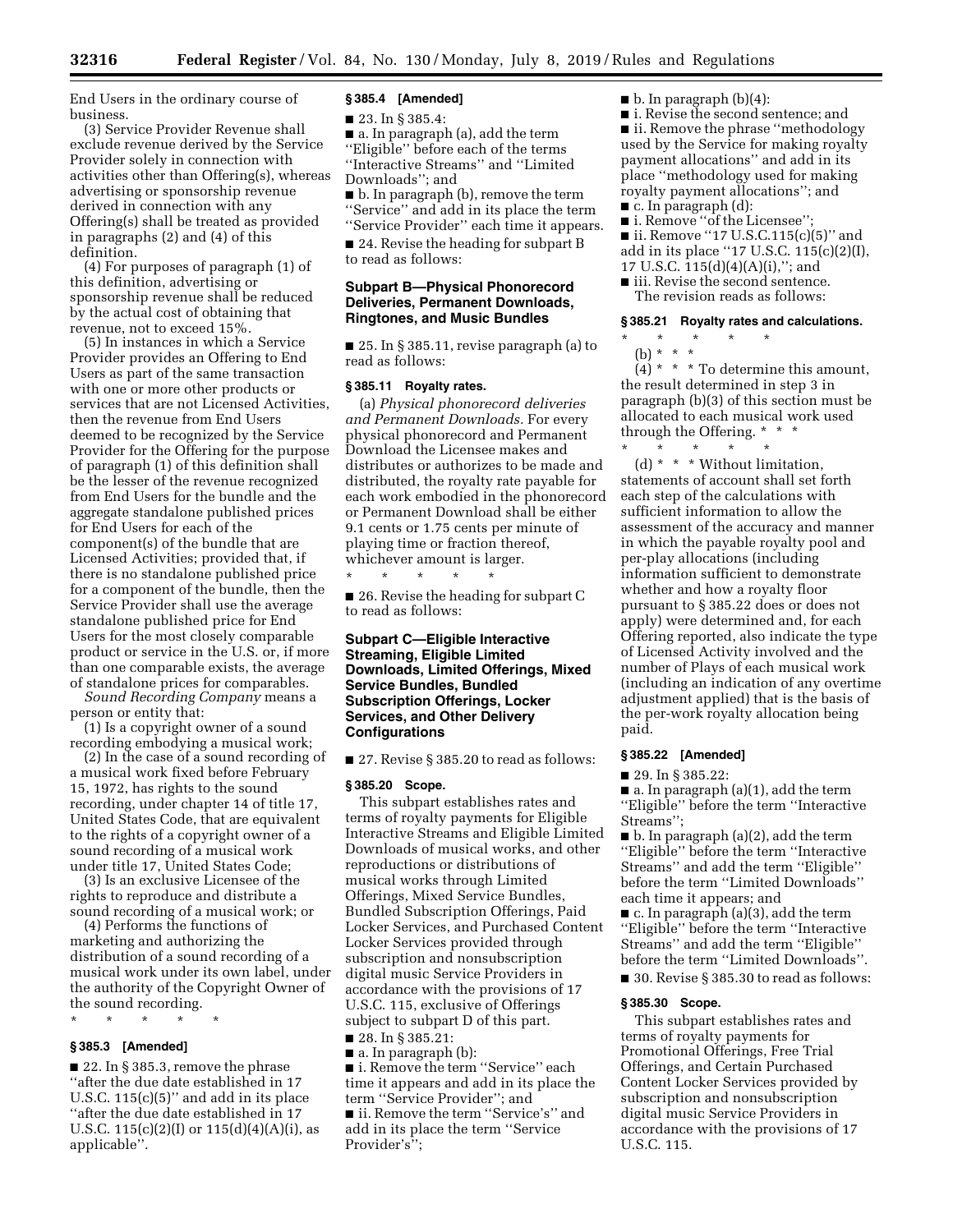End Users in the ordinary course of business.

(3) Service Provider Revenue shall exclude revenue derived by the Service Provider solely in connection with activities other than Offering(s), whereas advertising or sponsorship revenue derived in connection with any Offering(s) shall be treated as provided in paragraphs (2) and (4) of this definition.

(4) For purposes of paragraph (1) of this definition, advertising or sponsorship revenue shall be reduced by the actual cost of obtaining that revenue, not to exceed 15%.

(5) In instances in which a Service Provider provides an Offering to End Users as part of the same transaction with one or more other products or services that are not Licensed Activities, then the revenue from End Users deemed to be recognized by the Service Provider for the Offering for the purpose of paragraph (1) of this definition shall be the lesser of the revenue recognized from End Users for the bundle and the aggregate standalone published prices for End Users for each of the component(s) of the bundle that are Licensed Activities; provided that, if there is no standalone published price for a component of the bundle, then the Service Provider shall use the average standalone published price for End Users for the most closely comparable product or service in the U.S. or, if more than one comparable exists, the average of standalone prices for comparables.

*Sound Recording Company* means a person or entity that:

(1) Is a copyright owner of a sound recording embodying a musical work;

(2) In the case of a sound recording of a musical work fixed before February 15, 1972, has rights to the sound recording, under chapter 14 of title 17, United States Code, that are equivalent to the rights of a copyright owner of a sound recording of a musical work under title 17, United States Code;

(3) Is an exclusive Licensee of the rights to reproduce and distribute a sound recording of a musical work; or

(4) Performs the functions of marketing and authorizing the distribution of a sound recording of a musical work under its own label, under the authority of the Copyright Owner of the sound recording.

\* \* \* \* \*

**§ 385.3 [Amended]**

■ 22. In § 385.3, remove the phrase "after the due date established in 17 U.S.C. 115(c)(5)" and add in its place "after the due date established in 17 U.S.C. 115(c)(2)(I) or 115(d)(4)(A)(i), as applicable".

**§ 385.4 [Amended]**

■ 23. In § 385.4:

■ a. In paragraph (a), add the term "Eligible" before each of the terms "Interactive Streams" and "Limited Downloads"; and

■ b. In paragraph (b), remove the term "Service" and add in its place the term "Service Provider" each time it appears.

■ 24. Revise the heading for subpart B to read as follows:

### Subpart B—Physical Phonorecord Deliveries, Permanent Downloads, Ringtones, and Music Bundles

■ 25. In § 385.11, revise paragraph (a) to read as follows:

**§ 385.11 Royalty rates.**

(a) *Physical phonorecord deliveries and Permanent Downloads.* For every physical phonorecord and Permanent Download the Licensee makes and distributes or authorizes to be made and distributed, the royalty rate payable for each work embodied in the phonorecord or Permanent Download shall be either 9.1 cents or 1.75 cents per minute of playing time or fraction thereof, whichever amount is larger.

\* \* \* \* \*

■ 26. Revise the heading for subpart C to read as follows:

### Subpart C—Eligible Interactive Streaming, Eligible Limited Downloads, Limited Offerings, Mixed Service Bundles, Bundled Subscription Offerings, Locker Services, and Other Delivery Configurations

■ 27. Revise § 385.20 to read as follows:

**§ 385.20 Scope.**

This subpart establishes rates and terms of royalty payments for Eligible Interactive Streams and Eligible Limited Downloads of musical works, and other reproductions or distributions of musical works through Limited Offerings, Mixed Service Bundles, Bundled Subscription Offerings, Paid Locker Services, and Purchased Content Locker Services provided through subscription and nonsubscription digital music Service Providers in accordance with the provisions of 17 U.S.C. 115, exclusive of Offerings subject to subpart D of this part.

■ 28. In § 385.21:

■ a. In paragraph (b):

■ i. Remove the term "Service" each time it appears and add in its place the term "Service Provider"; and

■ ii. Remove the term "Service's" and add in its place the term "Service Provider's";

■ b. In paragraph (b)(4):

■ i. Revise the second sentence; and

■ ii. Remove the phrase "methodology used by the Service for making royalty payment allocations" and add in its place "methodology used for making royalty payment allocations"; and

■ c. In paragraph (d):

■ i. Remove "of the Licensee";

■ ii. Remove "17 U.S.C.115(c)(5)" and add in its place "17 U.S.C. 115(c)(2)(I), 17 U.S.C. 115(d)(4)(A)(i),"; and

■ iii. Revise the second sentence.

The revision reads as follows:

**§ 385.21 Royalty rates and calculations.**

\* \* \* \* \*

(b) \* \* \*

(4) \* \* \* To determine this amount, the result determined in step 3 in paragraph (b)(3) of this section must be allocated to each musical work used through the Offering. \* \* \*

\* \* \* \* \*

(d) \* \* \* Without limitation, statements of account shall set forth each step of the calculations with sufficient information to allow the assessment of the accuracy and manner in which the payable royalty pool and per-play allocations (including information sufficient to demonstrate whether and how a royalty floor pursuant to § 385.22 does or does not apply) were determined and, for each Offering reported, also indicate the type of Licensed Activity involved and the number of Plays of each musical work (including an indication of any overtime adjustment applied) that is the basis of the per-work royalty allocation being paid.

**§ 385.22 [Amended]**

■ 29. In § 385.22:

■ a. In paragraph (a)(1), add the term "Eligible" before the term "Interactive Streams";

■ b. In paragraph (a)(2), add the term "Eligible" before the term "Interactive Streams" and add the term "Eligible" before the term "Limited Downloads" each time it appears; and

■ c. In paragraph (a)(3), add the term "Eligible" before the term "Interactive Streams" and add the term "Eligible" before the term "Limited Downloads".

■ 30. Revise § 385.30 to read as follows:

**§ 385.30 Scope.**

This subpart establishes rates and terms of royalty payments for Promotional Offerings, Free Trial Offerings, and Certain Purchased Content Locker Services provided by subscription and nonsubscription digital music Service Providers in accordance with the provisions of 17 U.S.C. 115.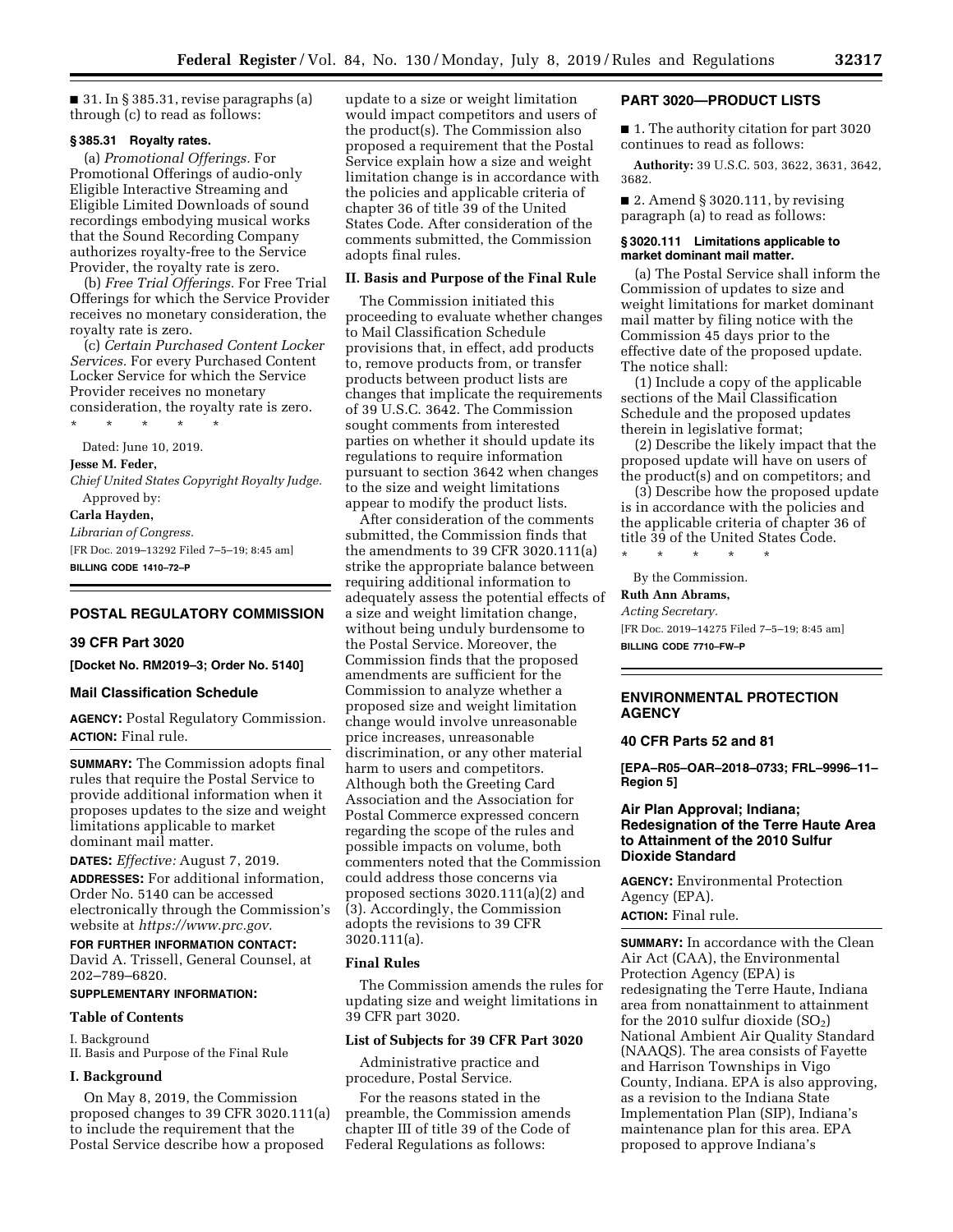■ 31. In § 385.31, revise paragraphs (a) through (c) to read as follows:

**§ 385.31 Royalty rates.**

(a) *Promotional Offerings.* For Promotional Offerings of audio-only Eligible Interactive Streaming and Eligible Limited Downloads of sound recordings embodying musical works that the Sound Recording Company authorizes royalty-free to the Service Provider, the royalty rate is zero.

(b) *Free Trial Offerings.* For Free Trial Offerings for which the Service Provider receives no monetary consideration, the royalty rate is zero.

(c) *Certain Purchased Content Locker Services.* For every Purchased Content Locker Service for which the Service Provider receives no monetary consideration, the royalty rate is zero.

\* \* \* \* \*

Dated: June 10, 2019.

**Jesse M. Feder,**

*Chief United States Copyright Royalty Judge.*

Approved by:

**Carla Hayden,**

*Librarian of Congress.*

[FR Doc. 2019–13292 Filed 7–5–19; 8:45 am]

**BILLING CODE 1410–72–P**

---

## POSTAL REGULATORY COMMISSION

### 39 CFR Part 3020

**[Docket No. RM2019–3; Order No. 5140]**

### Mail Classification Schedule

**AGENCY:** Postal Regulatory Commission.

**ACTION:** Final rule.

**SUMMARY:** The Commission adopts final rules that require the Postal Service to provide additional information when it proposes updates to the size and weight limitations applicable to market dominant mail matter.

**DATES:** *Effective:* August 7, 2019.

**ADDRESSES:** For additional information, Order No. 5140 can be accessed electronically through the Commission's website at *https://www.prc.gov.*

**FOR FURTHER INFORMATION CONTACT:** David A. Trissell, General Counsel, at 202–789–6820.

**SUPPLEMENTARY INFORMATION:**

#### Table of Contents

I. Background
II. Basis and Purpose of the Final Rule

#### I. Background

On May 8, 2019, the Commission proposed changes to 39 CFR 3020.111(a) to include the requirement that the Postal Service describe how a proposed update to a size or weight limitation would impact competitors and users of the product(s). The Commission also proposed a requirement that the Postal Service explain how a size and weight limitation change is in accordance with the policies and applicable criteria of chapter 36 of title 39 of the United States Code. After consideration of the comments submitted, the Commission adopts final rules.

#### II. Basis and Purpose of the Final Rule

The Commission initiated this proceeding to evaluate whether changes to Mail Classification Schedule provisions that, in effect, add products to, remove products from, or transfer products between product lists are changes that implicate the requirements of 39 U.S.C. 3642. The Commission sought comments from interested parties on whether it should update its regulations to require information pursuant to section 3642 when changes to the size and weight limitations appear to modify the product lists.

After consideration of the comments submitted, the Commission finds that the amendments to 39 CFR 3020.111(a) strike the appropriate balance between requiring additional information to adequately assess the potential effects of a size and weight limitation change, without being unduly burdensome to the Postal Service. Moreover, the Commission finds that the proposed amendments are sufficient for the Commission to analyze whether a proposed size and weight limitation change would involve unreasonable price increases, unreasonable discrimination, or any other material harm to users and competitors. Although both the Greeting Card Association and the Association for Postal Commerce expressed concern regarding the scope of the rules and possible impacts on volume, both commenters noted that the Commission could address those concerns via proposed sections 3020.111(a)(2) and (3). Accordingly, the Commission adopts the revisions to 39 CFR 3020.111(a).

#### Final Rules

The Commission amends the rules for updating size and weight limitations in 39 CFR part 3020.

#### List of Subjects for 39 CFR Part 3020

Administrative practice and procedure, Postal Service.

For the reasons stated in the preamble, the Commission amends chapter III of title 39 of the Code of Federal Regulations as follows:

### PART 3020—PRODUCT LISTS

■ 1. The authority citation for part 3020 continues to read as follows:

**Authority:** 39 U.S.C. 503, 3622, 3631, 3642, 3682.

■ 2. Amend § 3020.111, by revising paragraph (a) to read as follows:

**§ 3020.111 Limitations applicable to market dominant mail matter.**

(a) The Postal Service shall inform the Commission of updates to size and weight limitations for market dominant mail matter by filing notice with the Commission 45 days prior to the effective date of the proposed update. The notice shall:

(1) Include a copy of the applicable sections of the Mail Classification Schedule and the proposed updates therein in legislative format;

(2) Describe the likely impact that the proposed update will have on users of the product(s) and on competitors; and

(3) Describe how the proposed update is in accordance with the policies and the applicable criteria of chapter 36 of title 39 of the United States Code.

\* \* \* \* \*

By the Commission.

**Ruth Ann Abrams,**

*Acting Secretary.*

[FR Doc. 2019–14275 Filed 7–5–19; 8:45 am]

**BILLING CODE 7710–FW–P**

---

## ENVIRONMENTAL PROTECTION AGENCY

### 40 CFR Parts 52 and 81

**[EPA–R05–OAR–2018–0733; FRL–9996–11–Region 5]**

### Air Plan Approval; Indiana; Redesignation of the Terre Haute Area to Attainment of the 2010 Sulfur Dioxide Standard

**AGENCY:** Environmental Protection Agency (EPA).

**ACTION:** Final rule.

**SUMMARY:** In accordance with the Clean Air Act (CAA), the Environmental Protection Agency (EPA) is redesignating the Terre Haute, Indiana area from nonattainment to attainment for the 2010 sulfur dioxide ($SO_2$) National Ambient Air Quality Standard (NAAQS). The area consists of Fayette and Harrison Townships in Vigo County, Indiana. EPA is also approving, as a revision to the Indiana State Implementation Plan (SIP), Indiana's maintenance plan for this area. EPA proposed to approve Indiana's